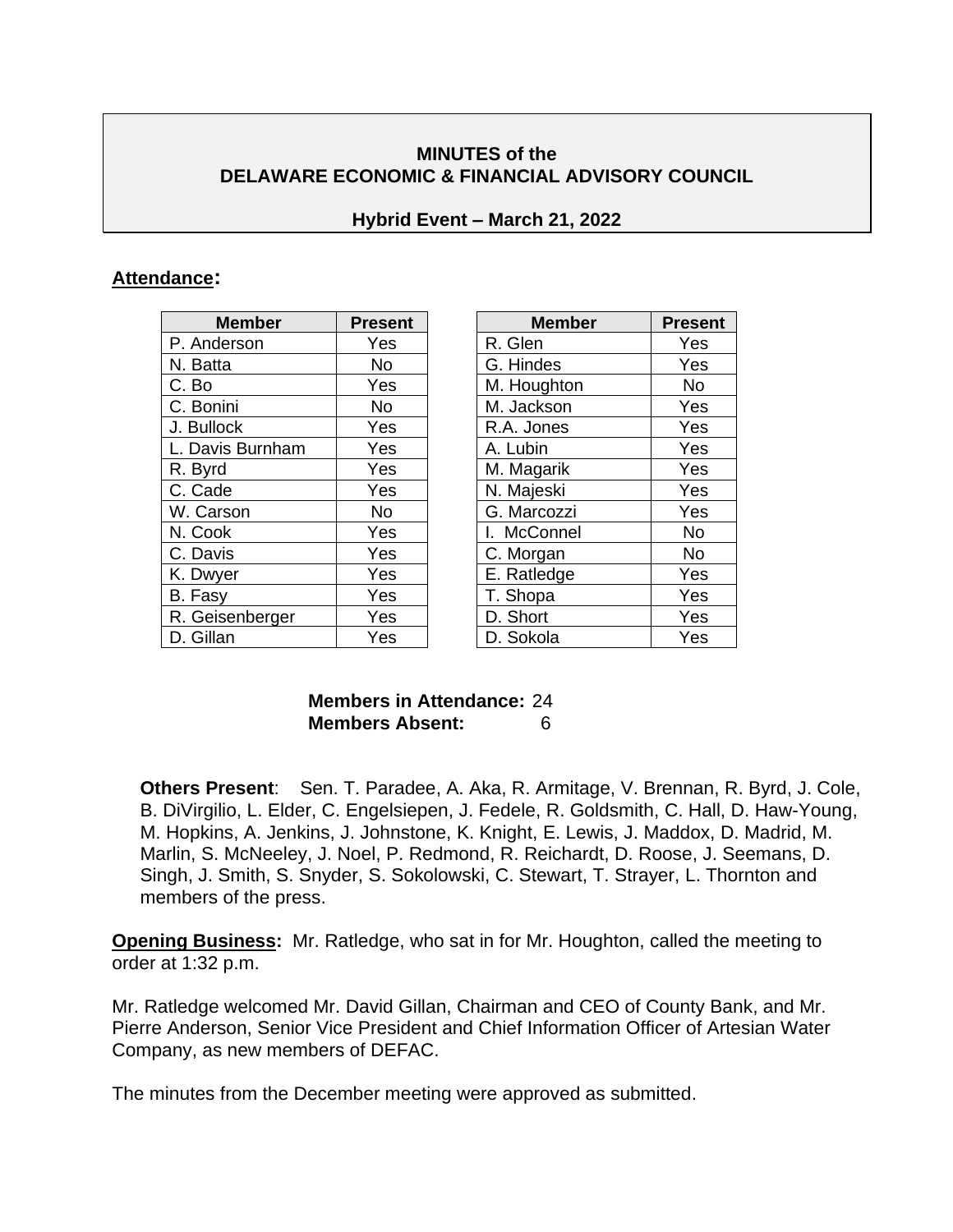# MINUTES of the DELAWARE ECONOMIC & FINANCIAL ADVISORY COUNCIL

## Hybrid Event – March 21, 2022

**Attendance:**

| Member | Present |
|---|---|
| P. Anderson | Yes |
| N. Batta | No |
| C. Bo | Yes |
| C. Bonini | No |
| J. Bullock | Yes |
| L. Davis Burnham | Yes |
| R. Byrd | Yes |
| C. Cade | Yes |
| W. Carson | No |
| N. Cook | Yes |
| C. Davis | Yes |
| K. Dwyer | Yes |
| B. Fasy | Yes |
| R. Geisenberger | Yes |
| D. Gillan | Yes |

| Member | Present |
|---|---|
| R. Glen | Yes |
| G. Hindes | Yes |
| M. Houghton | No |
| M. Jackson | Yes |
| R.A. Jones | Yes |
| A. Lubin | Yes |
| M. Magarik | Yes |
| N. Majeski | Yes |
| G. Marcozzi | Yes |
| I. McConnel | No |
| C. Morgan | No |
| E. Ratledge | Yes |
| T. Shopa | Yes |
| D. Short | Yes |
| D. Sokola | Yes |

**Members in Attendance:** 24
**Members Absent:** 6

**Others Present**: Sen. T. Paradee, A. Aka, R. Armitage, V. Brennan, R. Byrd, J. Cole, B. DiVirgilio, L. Elder, C. Engelsiepen, J. Fedele, R. Goldsmith, C. Hall, D. Haw-Young, M. Hopkins, A. Jenkins, J. Johnstone, K. Knight, E. Lewis, J. Maddox, D. Madrid, M. Marlin, S. McNeeley, J. Noel, P. Redmond, R. Reichardt, D. Roose, J. Seemans, D. Singh, J. Smith, S. Snyder, S. Sokolowski, C. Stewart, T. Strayer, L. Thornton and members of the press.

**Opening Business:** Mr. Ratledge, who sat in for Mr. Houghton, called the meeting to order at 1:32 p.m.

Mr. Ratledge welcomed Mr. David Gillan, Chairman and CEO of County Bank, and Mr. Pierre Anderson, Senior Vice President and Chief Information Officer of Artesian Water Company, as new members of DEFAC.

The minutes from the December meeting were approved as submitted.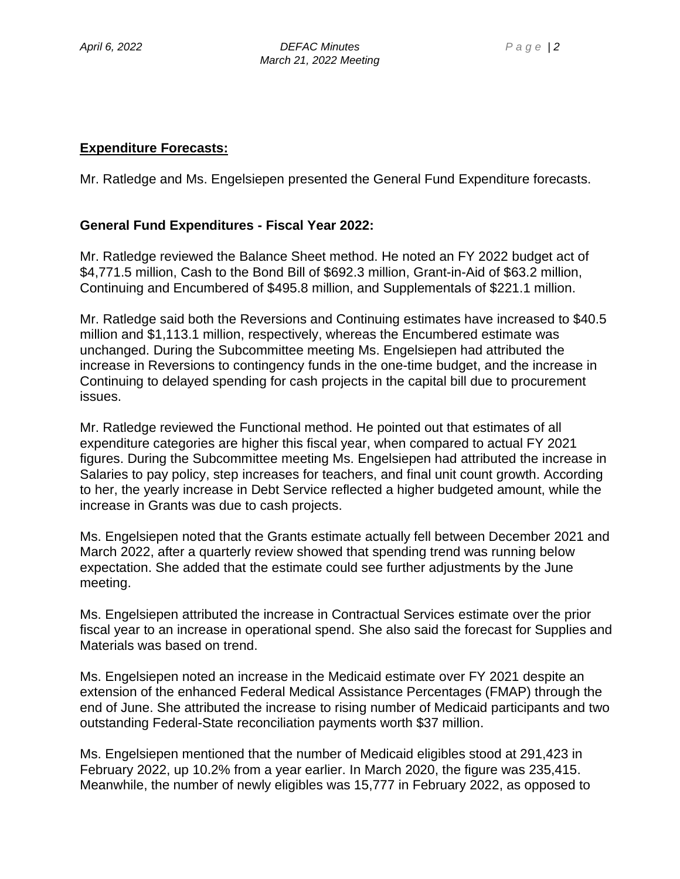**Expenditure Forecasts:**

Mr. Ratledge and Ms. Engelsiepen presented the General Fund Expenditure forecasts.

**General Fund Expenditures - Fiscal Year 2022:**

Mr. Ratledge reviewed the Balance Sheet method. He noted an FY 2022 budget act of $4,771.5 million, Cash to the Bond Bill of $692.3 million, Grant-in-Aid of $63.2 million, Continuing and Encumbered of $495.8 million, and Supplementals of $221.1 million.

Mr. Ratledge said both the Reversions and Continuing estimates have increased to $40.5 million and $1,113.1 million, respectively, whereas the Encumbered estimate was unchanged. During the Subcommittee meeting Ms. Engelsiepen had attributed the increase in Reversions to contingency funds in the one-time budget, and the increase in Continuing to delayed spending for cash projects in the capital bill due to procurement issues.

Mr. Ratledge reviewed the Functional method. He pointed out that estimates of all expenditure categories are higher this fiscal year, when compared to actual FY 2021 figures. During the Subcommittee meeting Ms. Engelsiepen had attributed the increase in Salaries to pay policy, step increases for teachers, and final unit count growth. According to her, the yearly increase in Debt Service reflected a higher budgeted amount, while the increase in Grants was due to cash projects.

Ms. Engelsiepen noted that the Grants estimate actually fell between December 2021 and March 2022, after a quarterly review showed that spending trend was running below expectation. She added that the estimate could see further adjustments by the June meeting.

Ms. Engelsiepen attributed the increase in Contractual Services estimate over the prior fiscal year to an increase in operational spend. She also said the forecast for Supplies and Materials was based on trend.

Ms. Engelsiepen noted an increase in the Medicaid estimate over FY 2021 despite an extension of the enhanced Federal Medical Assistance Percentages (FMAP) through the end of June. She attributed the increase to rising number of Medicaid participants and two outstanding Federal-State reconciliation payments worth $37 million.

Ms. Engelsiepen mentioned that the number of Medicaid eligibles stood at 291,423 in February 2022, up 10.2% from a year earlier. In March 2020, the figure was 235,415. Meanwhile, the number of newly eligibles was 15,777 in February 2022, as opposed to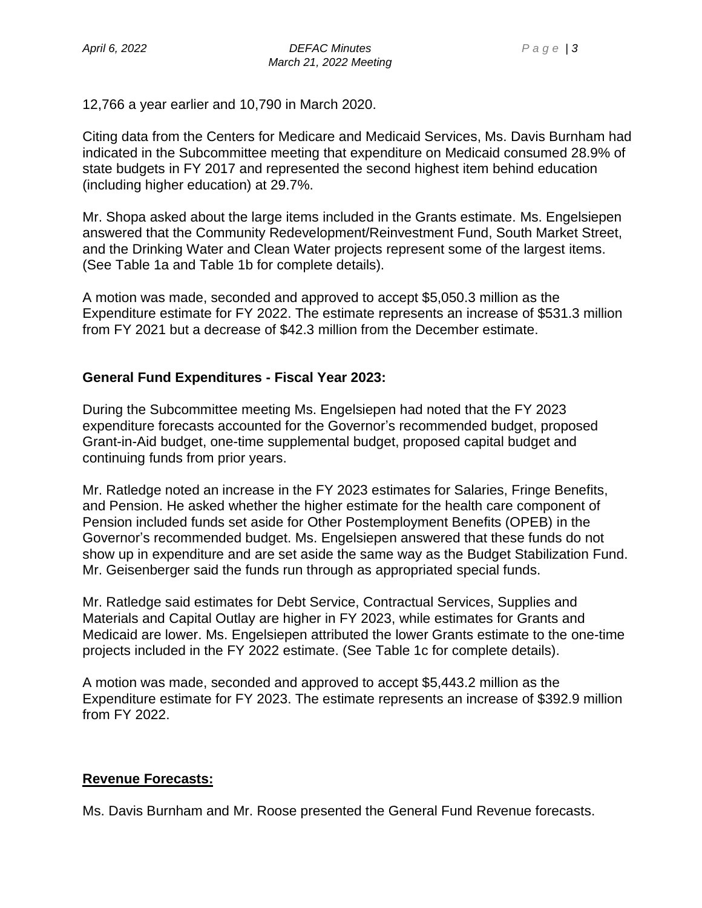12,766 a year earlier and 10,790 in March 2020.

Citing data from the Centers for Medicare and Medicaid Services, Ms. Davis Burnham had indicated in the Subcommittee meeting that expenditure on Medicaid consumed 28.9% of state budgets in FY 2017 and represented the second highest item behind education (including higher education) at 29.7%.

Mr. Shopa asked about the large items included in the Grants estimate. Ms. Engelsiepen answered that the Community Redevelopment/Reinvestment Fund, South Market Street, and the Drinking Water and Clean Water projects represent some of the largest items. (See Table 1a and Table 1b for complete details).

A motion was made, seconded and approved to accept $5,050.3 million as the Expenditure estimate for FY 2022. The estimate represents an increase of $531.3 million from FY 2021 but a decrease of $42.3 million from the December estimate.

**General Fund Expenditures - Fiscal Year 2023:**

During the Subcommittee meeting Ms. Engelsiepen had noted that the FY 2023 expenditure forecasts accounted for the Governor's recommended budget, proposed Grant-in-Aid budget, one-time supplemental budget, proposed capital budget and continuing funds from prior years.

Mr. Ratledge noted an increase in the FY 2023 estimates for Salaries, Fringe Benefits, and Pension. He asked whether the higher estimate for the health care component of Pension included funds set aside for Other Postemployment Benefits (OPEB) in the Governor's recommended budget. Ms. Engelsiepen answered that these funds do not show up in expenditure and are set aside the same way as the Budget Stabilization Fund. Mr. Geisenberger said the funds run through as appropriated special funds.

Mr. Ratledge said estimates for Debt Service, Contractual Services, Supplies and Materials and Capital Outlay are higher in FY 2023, while estimates for Grants and Medicaid are lower. Ms. Engelsiepen attributed the lower Grants estimate to the one-time projects included in the FY 2022 estimate. (See Table 1c for complete details).

A motion was made, seconded and approved to accept $5,443.2 million as the Expenditure estimate for FY 2023. The estimate represents an increase of $392.9 million from FY 2022.

**Revenue Forecasts:**

Ms. Davis Burnham and Mr. Roose presented the General Fund Revenue forecasts.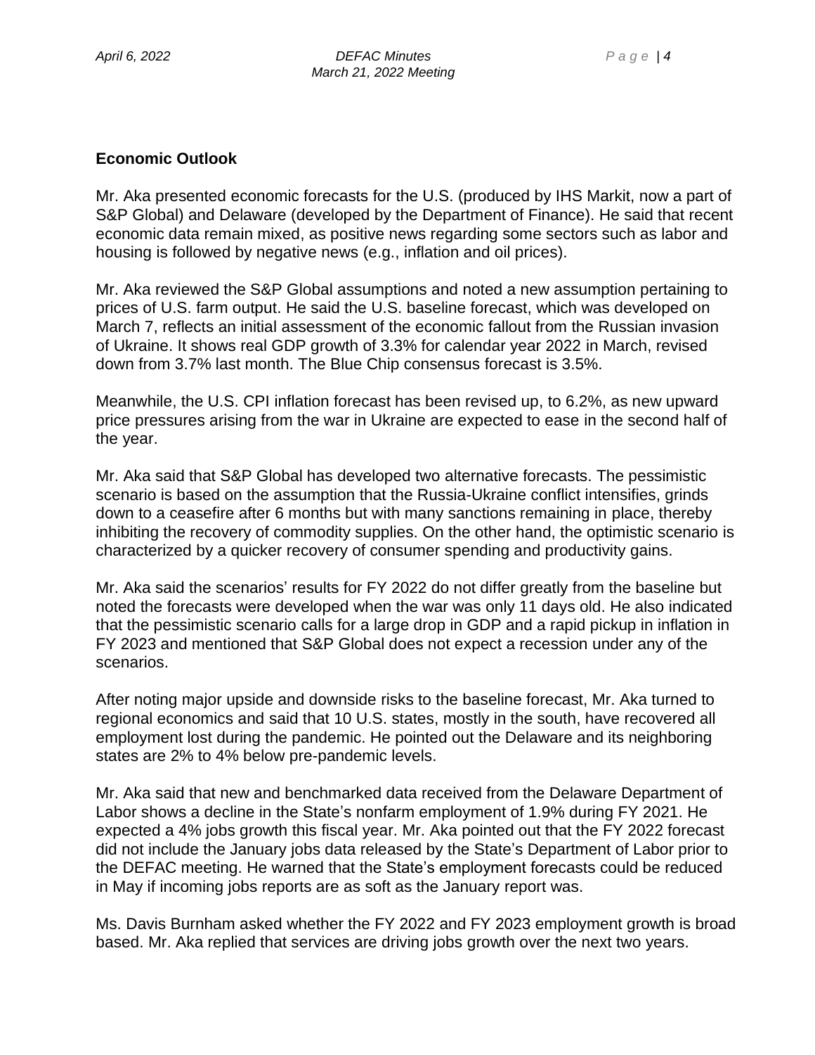**Economic Outlook**

Mr. Aka presented economic forecasts for the U.S. (produced by IHS Markit, now a part of S&P Global) and Delaware (developed by the Department of Finance). He said that recent economic data remain mixed, as positive news regarding some sectors such as labor and housing is followed by negative news (e.g., inflation and oil prices).

Mr. Aka reviewed the S&P Global assumptions and noted a new assumption pertaining to prices of U.S. farm output. He said the U.S. baseline forecast, which was developed on March 7, reflects an initial assessment of the economic fallout from the Russian invasion of Ukraine. It shows real GDP growth of 3.3% for calendar year 2022 in March, revised down from 3.7% last month. The Blue Chip consensus forecast is 3.5%.

Meanwhile, the U.S. CPI inflation forecast has been revised up, to 6.2%, as new upward price pressures arising from the war in Ukraine are expected to ease in the second half of the year.

Mr. Aka said that S&P Global has developed two alternative forecasts. The pessimistic scenario is based on the assumption that the Russia-Ukraine conflict intensifies, grinds down to a ceasefire after 6 months but with many sanctions remaining in place, thereby inhibiting the recovery of commodity supplies. On the other hand, the optimistic scenario is characterized by a quicker recovery of consumer spending and productivity gains.

Mr. Aka said the scenarios' results for FY 2022 do not differ greatly from the baseline but noted the forecasts were developed when the war was only 11 days old. He also indicated that the pessimistic scenario calls for a large drop in GDP and a rapid pickup in inflation in FY 2023 and mentioned that S&P Global does not expect a recession under any of the scenarios.

After noting major upside and downside risks to the baseline forecast, Mr. Aka turned to regional economics and said that 10 U.S. states, mostly in the south, have recovered all employment lost during the pandemic. He pointed out the Delaware and its neighboring states are 2% to 4% below pre-pandemic levels.

Mr. Aka said that new and benchmarked data received from the Delaware Department of Labor shows a decline in the State's nonfarm employment of 1.9% during FY 2021. He expected a 4% jobs growth this fiscal year. Mr. Aka pointed out that the FY 2022 forecast did not include the January jobs data released by the State's Department of Labor prior to the DEFAC meeting. He warned that the State's employment forecasts could be reduced in May if incoming jobs reports are as soft as the January report was.

Ms. Davis Burnham asked whether the FY 2022 and FY 2023 employment growth is broad based. Mr. Aka replied that services are driving jobs growth over the next two years.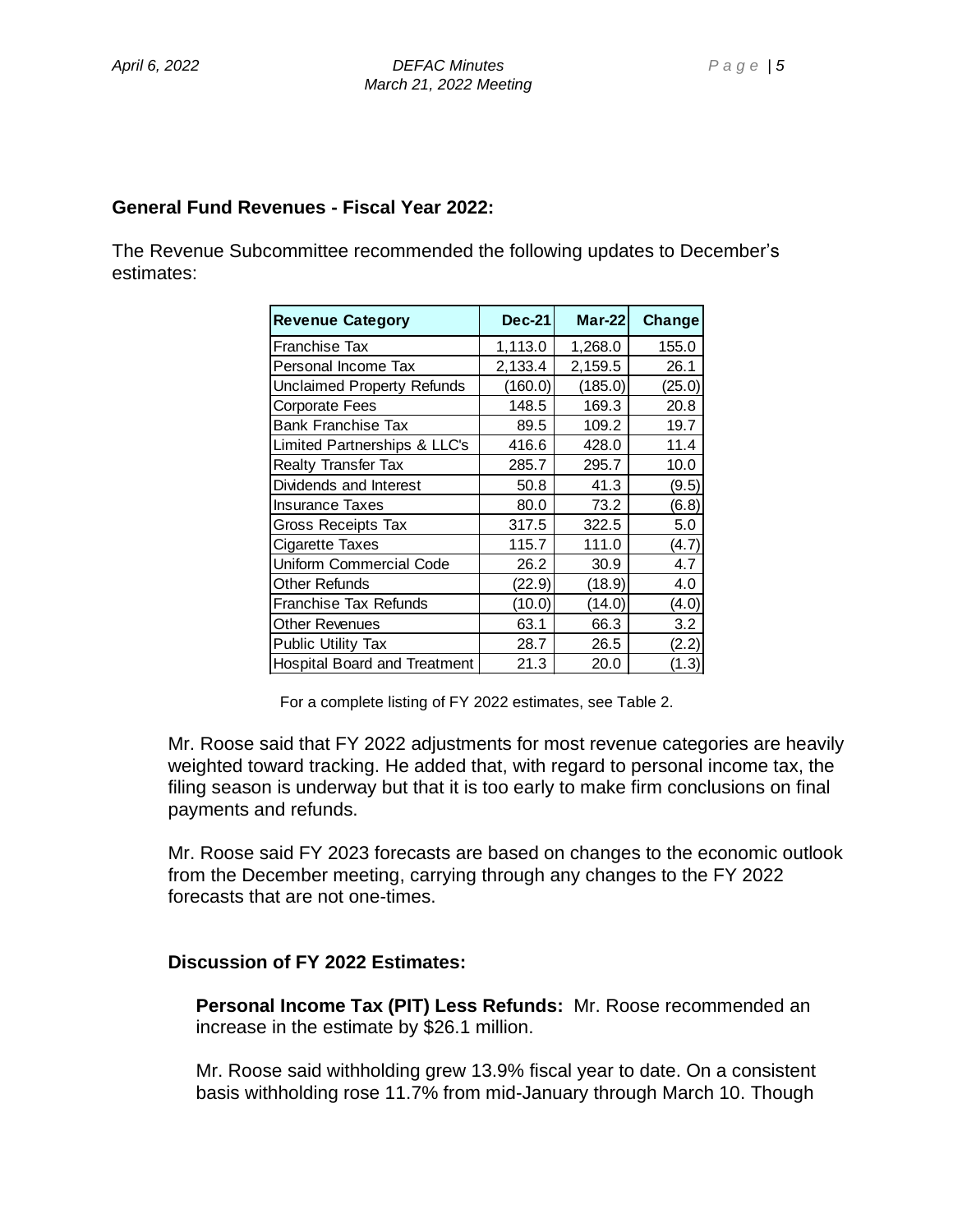## General Fund Revenues - Fiscal Year 2022:

The Revenue Subcommittee recommended the following updates to December's estimates:

| Revenue Category | Dec-21 | Mar-22 | Change |
|---|---|---|---|
| Franchise Tax | 1,113.0 | 1,268.0 | 155.0 |
| Personal Income Tax | 2,133.4 | 2,159.5 | 26.1 |
| Unclaimed Property Refunds | (160.0) | (185.0) | (25.0) |
| Corporate Fees | 148.5 | 169.3 | 20.8 |
| Bank Franchise Tax | 89.5 | 109.2 | 19.7 |
| Limited Partnerships & LLC's | 416.6 | 428.0 | 11.4 |
| Realty Transfer Tax | 285.7 | 295.7 | 10.0 |
| Dividends and Interest | 50.8 | 41.3 | (9.5) |
| Insurance Taxes | 80.0 | 73.2 | (6.8) |
| Gross Receipts Tax | 317.5 | 322.5 | 5.0 |
| Cigarette Taxes | 115.7 | 111.0 | (4.7) |
| Uniform Commercial Code | 26.2 | 30.9 | 4.7 |
| Other Refunds | (22.9) | (18.9) | 4.0 |
| Franchise Tax Refunds | (10.0) | (14.0) | (4.0) |
| Other Revenues | 63.1 | 66.3 | 3.2 |
| Public Utility Tax | 28.7 | 26.5 | (2.2) |
| Hospital Board and Treatment | 21.3 | 20.0 | (1.3) |

For a complete listing of FY 2022 estimates, see Table 2.

Mr. Roose said that FY 2022 adjustments for most revenue categories are heavily weighted toward tracking. He added that, with regard to personal income tax, the filing season is underway but that it is too early to make firm conclusions on final payments and refunds.

Mr. Roose said FY 2023 forecasts are based on changes to the economic outlook from the December meeting, carrying through any changes to the FY 2022 forecasts that are not one-times.

### Discussion of FY 2022 Estimates:

**Personal Income Tax (PIT) Less Refunds:** Mr. Roose recommended an increase in the estimate by $26.1 million.

Mr. Roose said withholding grew 13.9% fiscal year to date. On a consistent basis withholding rose 11.7% from mid-January through March 10. Though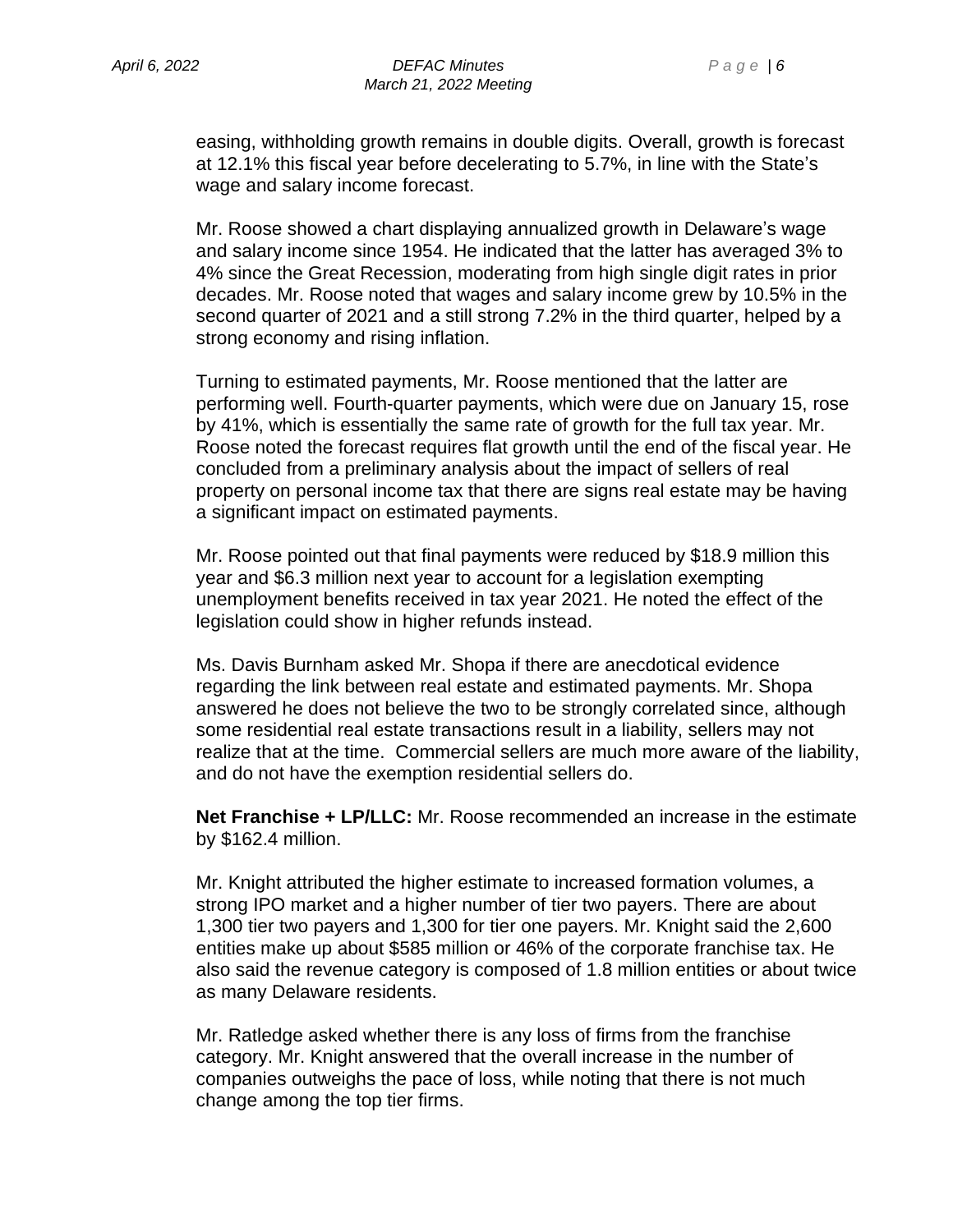easing, withholding growth remains in double digits. Overall, growth is forecast at 12.1% this fiscal year before decelerating to 5.7%, in line with the State's wage and salary income forecast.

Mr. Roose showed a chart displaying annualized growth in Delaware's wage and salary income since 1954. He indicated that the latter has averaged 3% to 4% since the Great Recession, moderating from high single digit rates in prior decades. Mr. Roose noted that wages and salary income grew by 10.5% in the second quarter of 2021 and a still strong 7.2% in the third quarter, helped by a strong economy and rising inflation.

Turning to estimated payments, Mr. Roose mentioned that the latter are performing well. Fourth-quarter payments, which were due on January 15, rose by 41%, which is essentially the same rate of growth for the full tax year. Mr. Roose noted the forecast requires flat growth until the end of the fiscal year. He concluded from a preliminary analysis about the impact of sellers of real property on personal income tax that there are signs real estate may be having a significant impact on estimated payments.

Mr. Roose pointed out that final payments were reduced by $18.9 million this year and $6.3 million next year to account for a legislation exempting unemployment benefits received in tax year 2021. He noted the effect of the legislation could show in higher refunds instead.

Ms. Davis Burnham asked Mr. Shopa if there are anecdotical evidence regarding the link between real estate and estimated payments. Mr. Shopa answered he does not believe the two to be strongly correlated since, although some residential real estate transactions result in a liability, sellers may not realize that at the time. Commercial sellers are much more aware of the liability, and do not have the exemption residential sellers do.

**Net Franchise + LP/LLC:** Mr. Roose recommended an increase in the estimate by $162.4 million.

Mr. Knight attributed the higher estimate to increased formation volumes, a strong IPO market and a higher number of tier two payers. There are about 1,300 tier two payers and 1,300 for tier one payers. Mr. Knight said the 2,600 entities make up about $585 million or 46% of the corporate franchise tax. He also said the revenue category is composed of 1.8 million entities or about twice as many Delaware residents.

Mr. Ratledge asked whether there is any loss of firms from the franchise category. Mr. Knight answered that the overall increase in the number of companies outweighs the pace of loss, while noting that there is not much change among the top tier firms.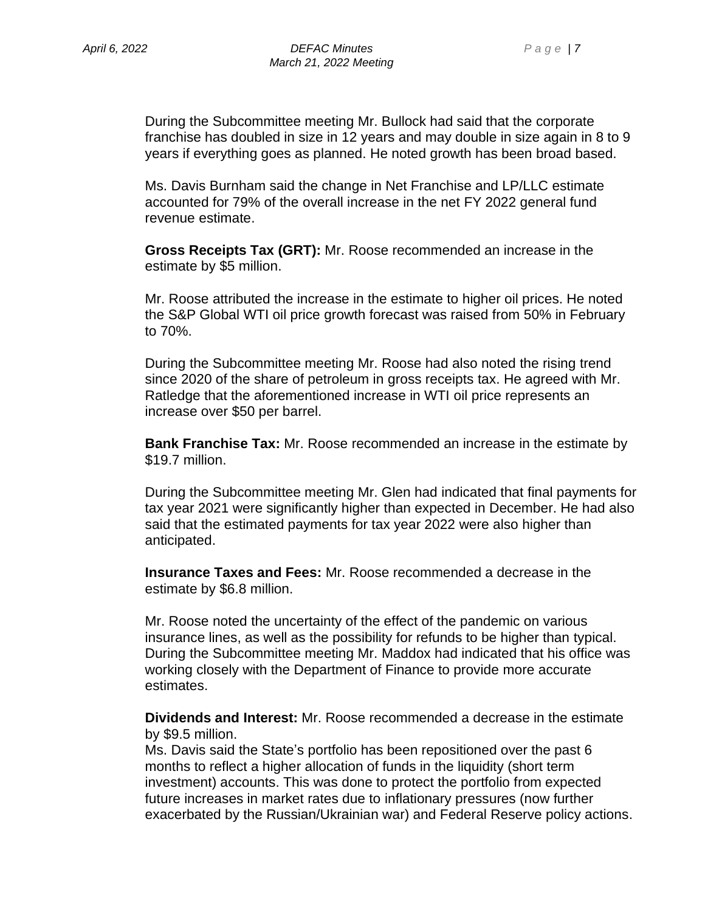During the Subcommittee meeting Mr. Bullock had said that the corporate franchise has doubled in size in 12 years and may double in size again in 8 to 9 years if everything goes as planned. He noted growth has been broad based.

Ms. Davis Burnham said the change in Net Franchise and LP/LLC estimate accounted for 79% of the overall increase in the net FY 2022 general fund revenue estimate.

**Gross Receipts Tax (GRT):** Mr. Roose recommended an increase in the estimate by $5 million.

Mr. Roose attributed the increase in the estimate to higher oil prices. He noted the S&P Global WTI oil price growth forecast was raised from 50% in February to 70%.

During the Subcommittee meeting Mr. Roose had also noted the rising trend since 2020 of the share of petroleum in gross receipts tax. He agreed with Mr. Ratledge that the aforementioned increase in WTI oil price represents an increase over $50 per barrel.

**Bank Franchise Tax:** Mr. Roose recommended an increase in the estimate by $19.7 million.

During the Subcommittee meeting Mr. Glen had indicated that final payments for tax year 2021 were significantly higher than expected in December. He had also said that the estimated payments for tax year 2022 were also higher than anticipated.

**Insurance Taxes and Fees:** Mr. Roose recommended a decrease in the estimate by $6.8 million.

Mr. Roose noted the uncertainty of the effect of the pandemic on various insurance lines, as well as the possibility for refunds to be higher than typical. During the Subcommittee meeting Mr. Maddox had indicated that his office was working closely with the Department of Finance to provide more accurate estimates.

**Dividends and Interest:** Mr. Roose recommended a decrease in the estimate by $9.5 million.
Ms. Davis said the State's portfolio has been repositioned over the past 6 months to reflect a higher allocation of funds in the liquidity (short term investment) accounts. This was done to protect the portfolio from expected future increases in market rates due to inflationary pressures (now further exacerbated by the Russian/Ukrainian war) and Federal Reserve policy actions.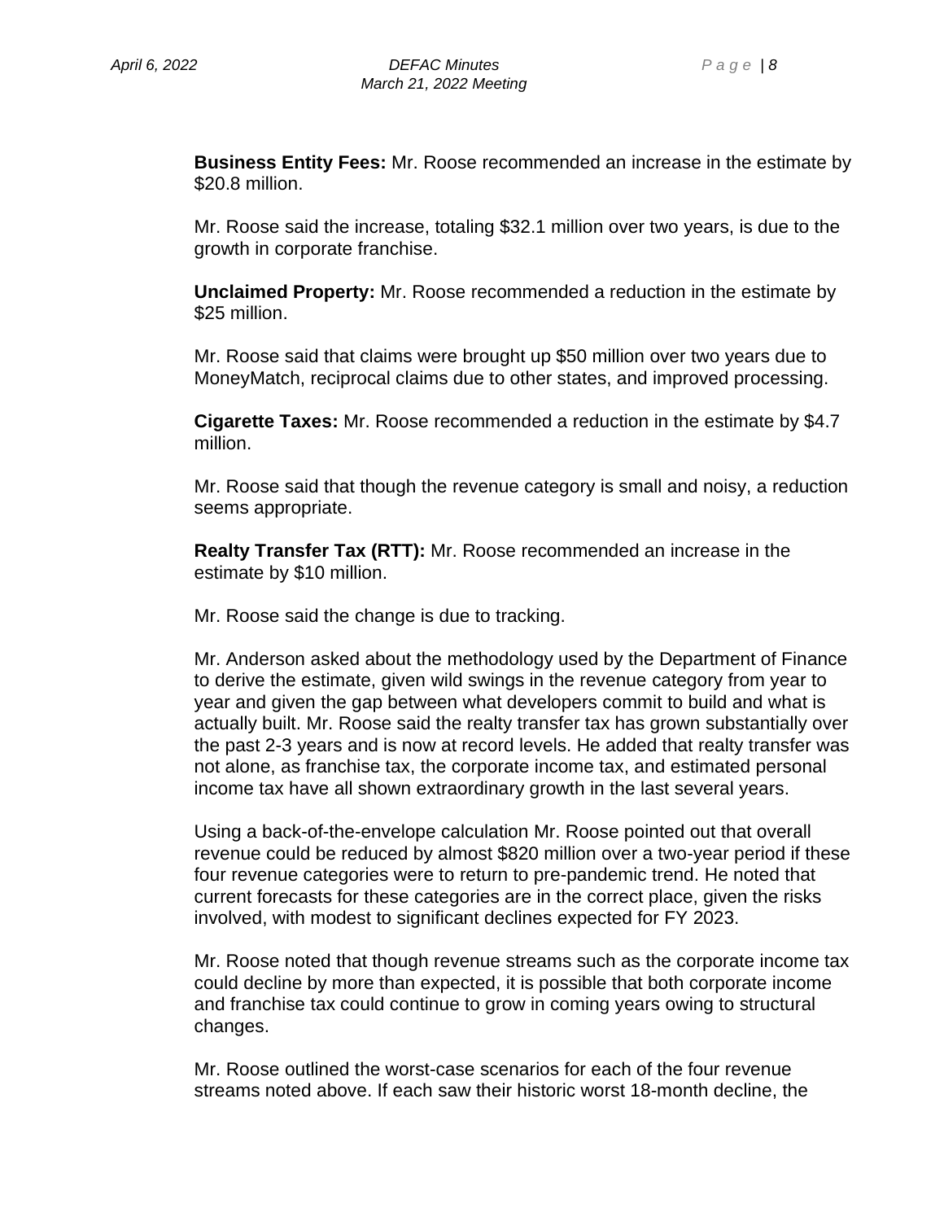**Business Entity Fees:** Mr. Roose recommended an increase in the estimate by $20.8 million.

Mr. Roose said the increase, totaling $32.1 million over two years, is due to the growth in corporate franchise.

**Unclaimed Property:** Mr. Roose recommended a reduction in the estimate by $25 million.

Mr. Roose said that claims were brought up $50 million over two years due to MoneyMatch, reciprocal claims due to other states, and improved processing.

**Cigarette Taxes:** Mr. Roose recommended a reduction in the estimate by $4.7 million.

Mr. Roose said that though the revenue category is small and noisy, a reduction seems appropriate.

**Realty Transfer Tax (RTT):** Mr. Roose recommended an increase in the estimate by $10 million.

Mr. Roose said the change is due to tracking.

Mr. Anderson asked about the methodology used by the Department of Finance to derive the estimate, given wild swings in the revenue category from year to year and given the gap between what developers commit to build and what is actually built. Mr. Roose said the realty transfer tax has grown substantially over the past 2-3 years and is now at record levels. He added that realty transfer was not alone, as franchise tax, the corporate income tax, and estimated personal income tax have all shown extraordinary growth in the last several years.

Using a back-of-the-envelope calculation Mr. Roose pointed out that overall revenue could be reduced by almost $820 million over a two-year period if these four revenue categories were to return to pre-pandemic trend. He noted that current forecasts for these categories are in the correct place, given the risks involved, with modest to significant declines expected for FY 2023.

Mr. Roose noted that though revenue streams such as the corporate income tax could decline by more than expected, it is possible that both corporate income and franchise tax could continue to grow in coming years owing to structural changes.

Mr. Roose outlined the worst-case scenarios for each of the four revenue streams noted above. If each saw their historic worst 18-month decline, the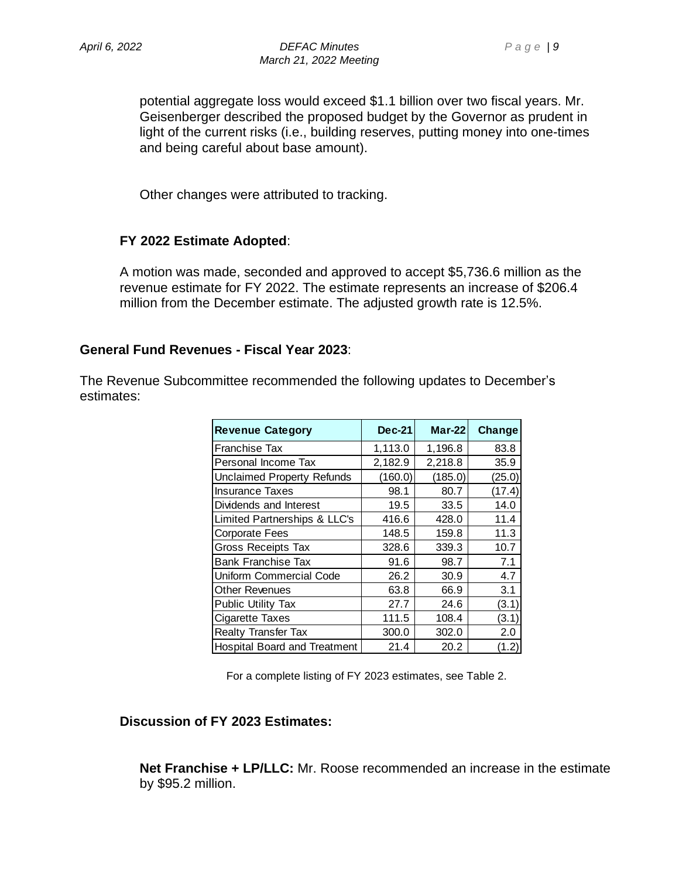potential aggregate loss would exceed $1.1 billion over two fiscal years. Mr. Geisenberger described the proposed budget by the Governor as prudent in light of the current risks (i.e., building reserves, putting money into one-times and being careful about base amount).

Other changes were attributed to tracking.

**FY 2022 Estimate Adopted**:

A motion was made, seconded and approved to accept $5,736.6 million as the revenue estimate for FY 2022. The estimate represents an increase of $206.4 million from the December estimate. The adjusted growth rate is 12.5%.

**General Fund Revenues - Fiscal Year 2023**:

The Revenue Subcommittee recommended the following updates to December's estimates:

| Revenue Category | Dec-21 | Mar-22 | Change |
|---|---|---|---|
| Franchise Tax | 1,113.0 | 1,196.8 | 83.8 |
| Personal Income Tax | 2,182.9 | 2,218.8 | 35.9 |
| Unclaimed Property Refunds | (160.0) | (185.0) | (25.0) |
| Insurance Taxes | 98.1 | 80.7 | (17.4) |
| Dividends and Interest | 19.5 | 33.5 | 14.0 |
| Limited Partnerships & LLC's | 416.6 | 428.0 | 11.4 |
| Corporate Fees | 148.5 | 159.8 | 11.3 |
| Gross Receipts Tax | 328.6 | 339.3 | 10.7 |
| Bank Franchise Tax | 91.6 | 98.7 | 7.1 |
| Uniform Commercial Code | 26.2 | 30.9 | 4.7 |
| Other Revenues | 63.8 | 66.9 | 3.1 |
| Public Utility Tax | 27.7 | 24.6 | (3.1) |
| Cigarette Taxes | 111.5 | 108.4 | (3.1) |
| Realty Transfer Tax | 300.0 | 302.0 | 2.0 |
| Hospital Board and Treatment | 21.4 | 20.2 | (1.2) |

For a complete listing of FY 2023 estimates, see Table 2.

**Discussion of FY 2023 Estimates:**

**Net Franchise + LP/LLC:** Mr. Roose recommended an increase in the estimate by $95.2 million.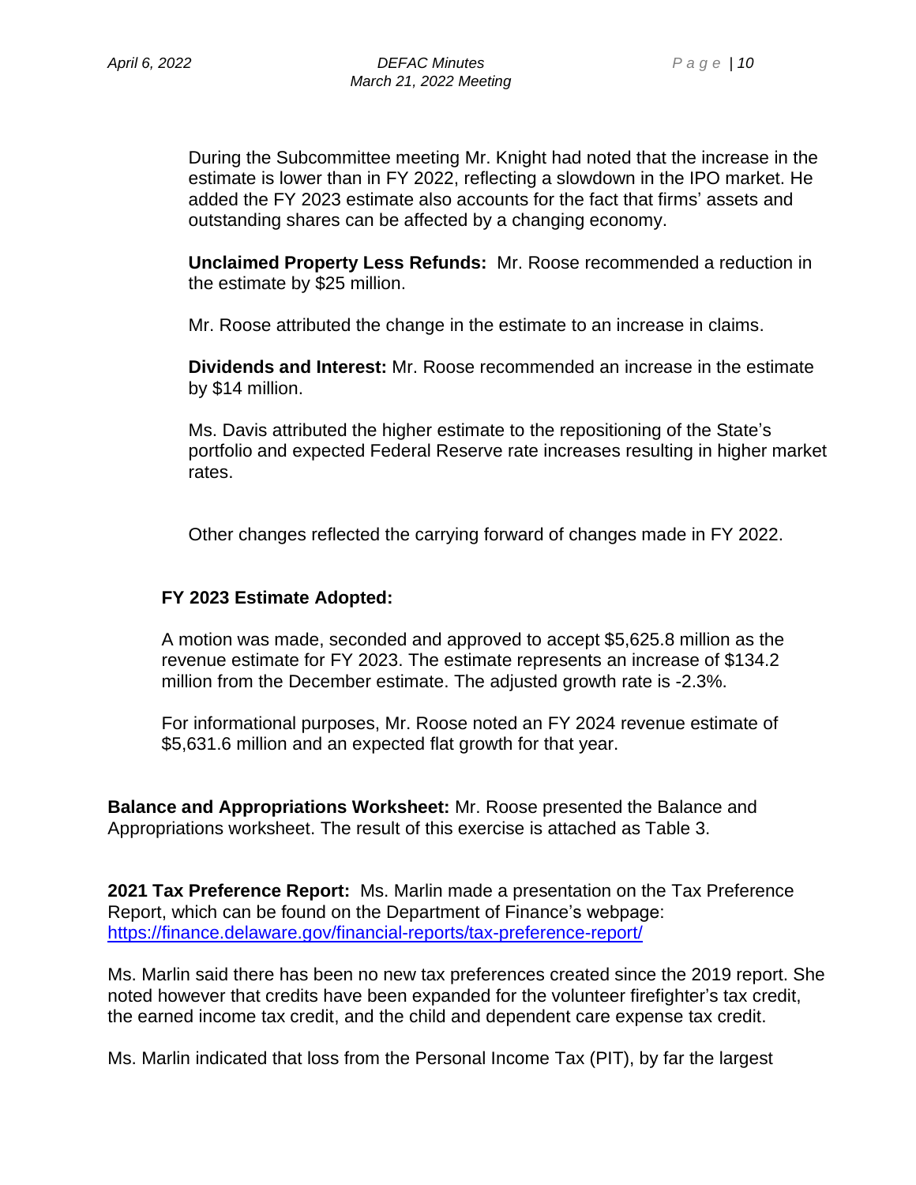During the Subcommittee meeting Mr. Knight had noted that the increase in the estimate is lower than in FY 2022, reflecting a slowdown in the IPO market. He added the FY 2023 estimate also accounts for the fact that firms' assets and outstanding shares can be affected by a changing economy.

**Unclaimed Property Less Refunds:** Mr. Roose recommended a reduction in the estimate by $25 million.

Mr. Roose attributed the change in the estimate to an increase in claims.

**Dividends and Interest:** Mr. Roose recommended an increase in the estimate by $14 million.

Ms. Davis attributed the higher estimate to the repositioning of the State's portfolio and expected Federal Reserve rate increases resulting in higher market rates.

Other changes reflected the carrying forward of changes made in FY 2022.

**FY 2023 Estimate Adopted:**

A motion was made, seconded and approved to accept $5,625.8 million as the revenue estimate for FY 2023. The estimate represents an increase of $134.2 million from the December estimate. The adjusted growth rate is -2.3%.

For informational purposes, Mr. Roose noted an FY 2024 revenue estimate of $5,631.6 million and an expected flat growth for that year.

**Balance and Appropriations Worksheet:** Mr. Roose presented the Balance and Appropriations worksheet. The result of this exercise is attached as Table 3.

**2021 Tax Preference Report:** Ms. Marlin made a presentation on the Tax Preference Report, which can be found on the Department of Finance's webpage: https://finance.delaware.gov/financial-reports/tax-preference-report/

Ms. Marlin said there has been no new tax preferences created since the 2019 report. She noted however that credits have been expanded for the volunteer firefighter's tax credit, the earned income tax credit, and the child and dependent care expense tax credit.

Ms. Marlin indicated that loss from the Personal Income Tax (PIT), by far the largest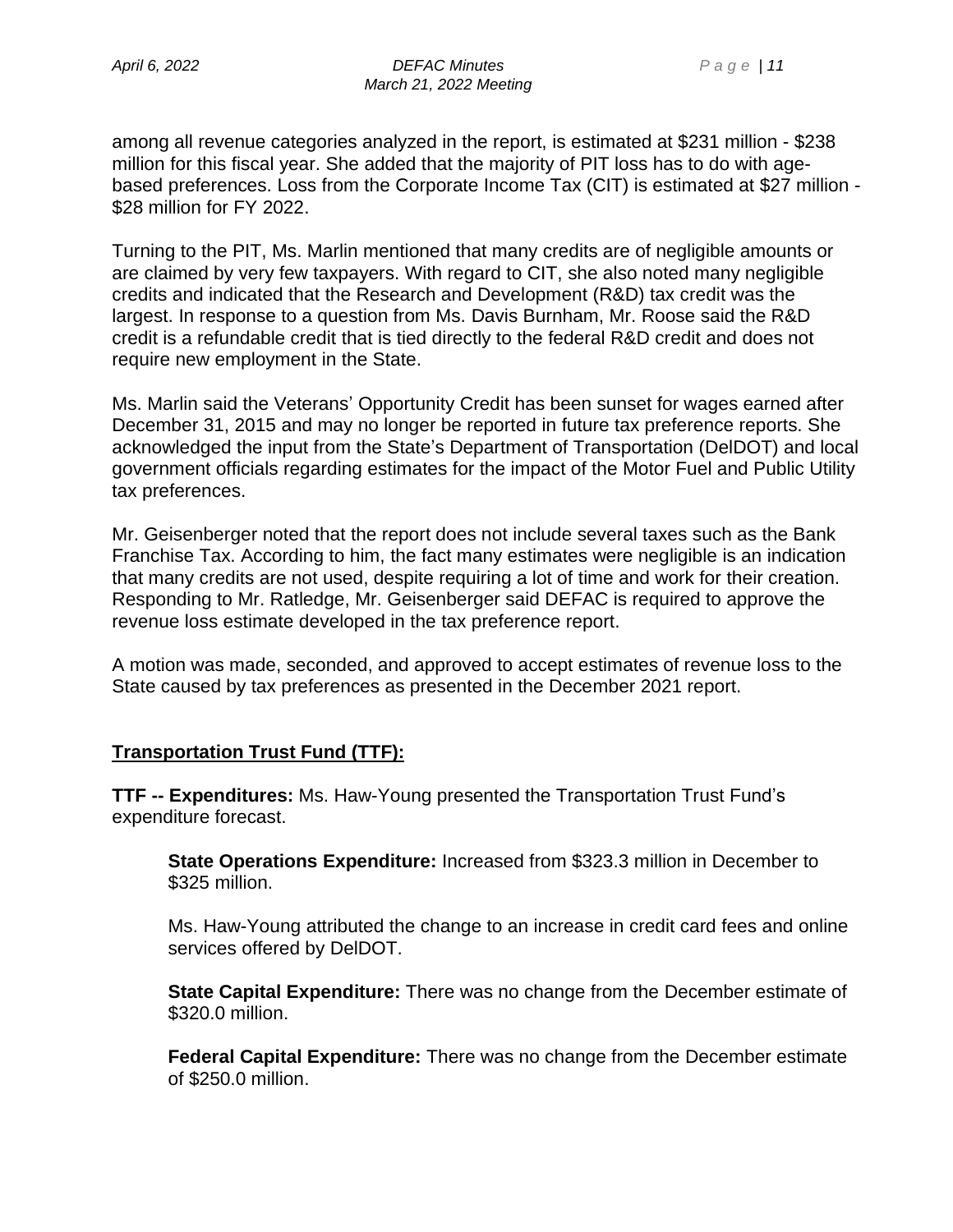among all revenue categories analyzed in the report, is estimated at $231 million - $238 million for this fiscal year. She added that the majority of PIT loss has to do with age-based preferences. Loss from the Corporate Income Tax (CIT) is estimated at $27 million - $28 million for FY 2022.

Turning to the PIT, Ms. Marlin mentioned that many credits are of negligible amounts or are claimed by very few taxpayers. With regard to CIT, she also noted many negligible credits and indicated that the Research and Development (R&D) tax credit was the largest. In response to a question from Ms. Davis Burnham, Mr. Roose said the R&D credit is a refundable credit that is tied directly to the federal R&D credit and does not require new employment in the State.

Ms. Marlin said the Veterans' Opportunity Credit has been sunset for wages earned after December 31, 2015 and may no longer be reported in future tax preference reports. She acknowledged the input from the State's Department of Transportation (DelDOT) and local government officials regarding estimates for the impact of the Motor Fuel and Public Utility tax preferences.

Mr. Geisenberger noted that the report does not include several taxes such as the Bank Franchise Tax. According to him, the fact many estimates were negligible is an indication that many credits are not used, despite requiring a lot of time and work for their creation. Responding to Mr. Ratledge, Mr. Geisenberger said DEFAC is required to approve the revenue loss estimate developed in the tax preference report.

A motion was made, seconded, and approved to accept estimates of revenue loss to the State caused by tax preferences as presented in the December 2021 report.

## Transportation Trust Fund (TTF):

**TTF -- Expenditures:** Ms. Haw-Young presented the Transportation Trust Fund's expenditure forecast.

> **State Operations Expenditure:** Increased from $323.3 million in December to $325 million.
>
> Ms. Haw-Young attributed the change to an increase in credit card fees and online services offered by DelDOT.
>
> **State Capital Expenditure:** There was no change from the December estimate of $320.0 million.
>
> **Federal Capital Expenditure:** There was no change from the December estimate of $250.0 million.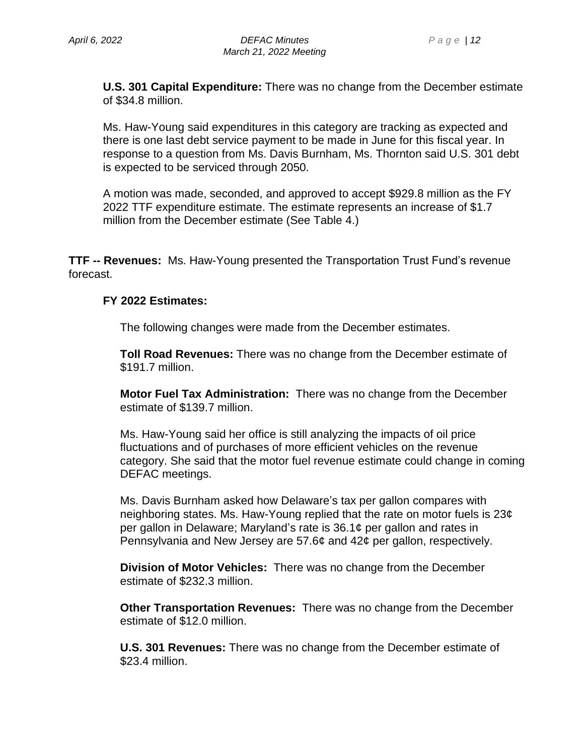**U.S. 301 Capital Expenditure:** There was no change from the December estimate of $34.8 million.

Ms. Haw-Young said expenditures in this category are tracking as expected and there is one last debt service payment to be made in June for this fiscal year. In response to a question from Ms. Davis Burnham, Ms. Thornton said U.S. 301 debt is expected to be serviced through 2050.

A motion was made, seconded, and approved to accept $929.8 million as the FY 2022 TTF expenditure estimate. The estimate represents an increase of $1.7 million from the December estimate (See Table 4.)

**TTF -- Revenues:** Ms. Haw-Young presented the Transportation Trust Fund's revenue forecast.

**FY 2022 Estimates:**

The following changes were made from the December estimates.

**Toll Road Revenues:** There was no change from the December estimate of $191.7 million.

**Motor Fuel Tax Administration:** There was no change from the December estimate of $139.7 million.

Ms. Haw-Young said her office is still analyzing the impacts of oil price fluctuations and of purchases of more efficient vehicles on the revenue category. She said that the motor fuel revenue estimate could change in coming DEFAC meetings.

Ms. Davis Burnham asked how Delaware's tax per gallon compares with neighboring states. Ms. Haw-Young replied that the rate on motor fuels is 23¢ per gallon in Delaware; Maryland's rate is 36.1¢ per gallon and rates in Pennsylvania and New Jersey are 57.6¢ and 42¢ per gallon, respectively.

**Division of Motor Vehicles:** There was no change from the December estimate of $232.3 million.

**Other Transportation Revenues:** There was no change from the December estimate of $12.0 million.

**U.S. 301 Revenues:** There was no change from the December estimate of $23.4 million.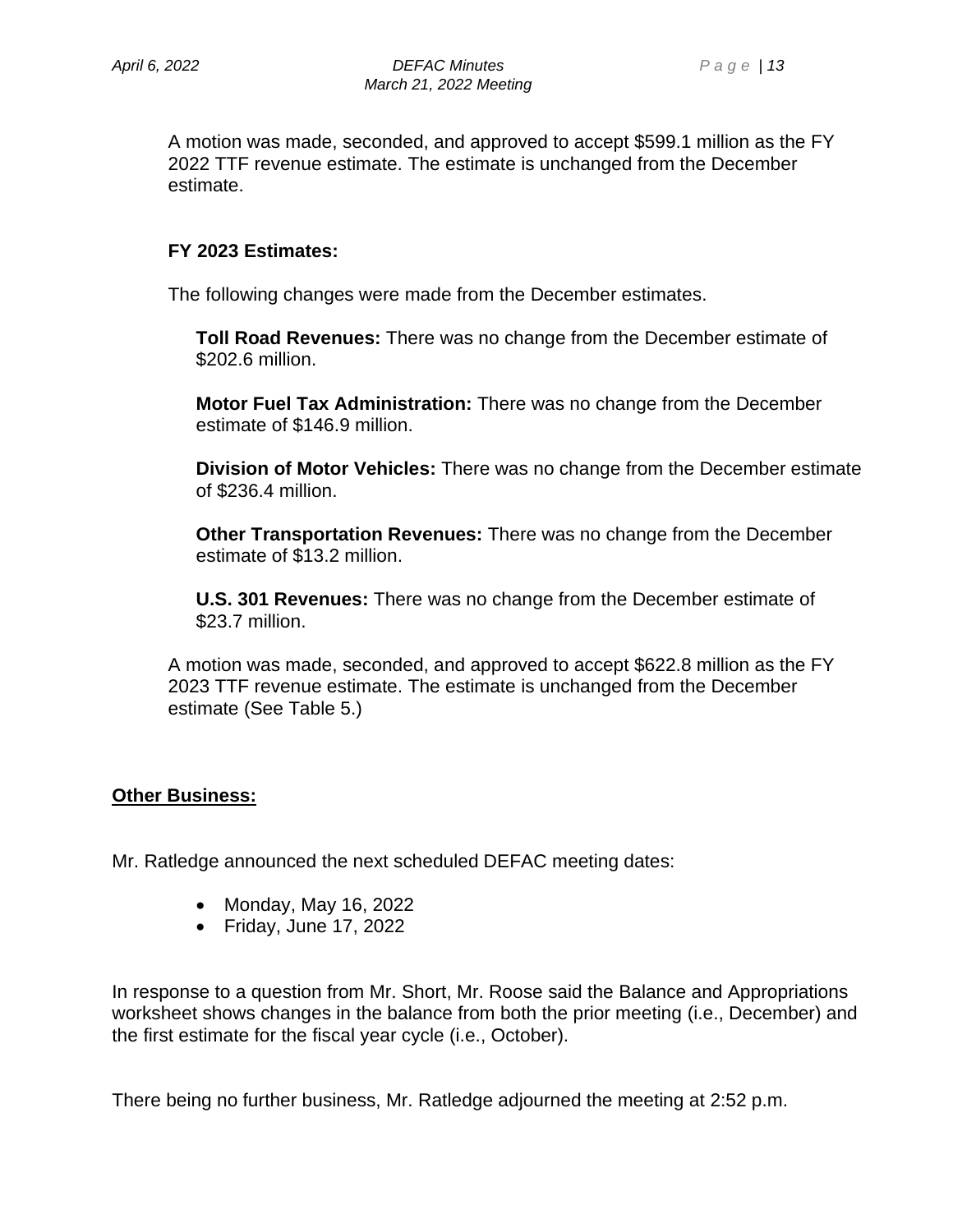A motion was made, seconded, and approved to accept $599.1 million as the FY 2022 TTF revenue estimate. The estimate is unchanged from the December estimate.

**FY 2023 Estimates:**

The following changes were made from the December estimates.

**Toll Road Revenues:** There was no change from the December estimate of $202.6 million.

**Motor Fuel Tax Administration:** There was no change from the December estimate of $146.9 million.

**Division of Motor Vehicles:** There was no change from the December estimate of $236.4 million.

**Other Transportation Revenues:** There was no change from the December estimate of $13.2 million.

**U.S. 301 Revenues:** There was no change from the December estimate of $23.7 million.

A motion was made, seconded, and approved to accept $622.8 million as the FY 2023 TTF revenue estimate. The estimate is unchanged from the December estimate (See Table 5.)

**Other Business:**

Mr. Ratledge announced the next scheduled DEFAC meeting dates:

- Monday, May 16, 2022
- Friday, June 17, 2022

In response to a question from Mr. Short, Mr. Roose said the Balance and Appropriations worksheet shows changes in the balance from both the prior meeting (i.e., December) and the first estimate for the fiscal year cycle (i.e., October).

There being no further business, Mr. Ratledge adjourned the meeting at 2:52 p.m.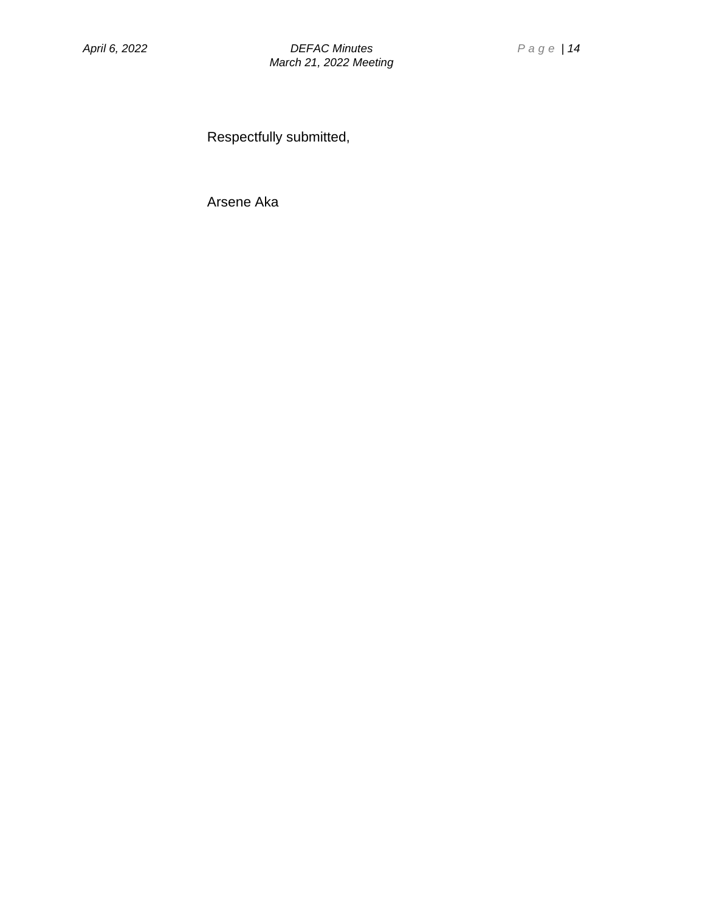Respectfully submitted,

Arsene Aka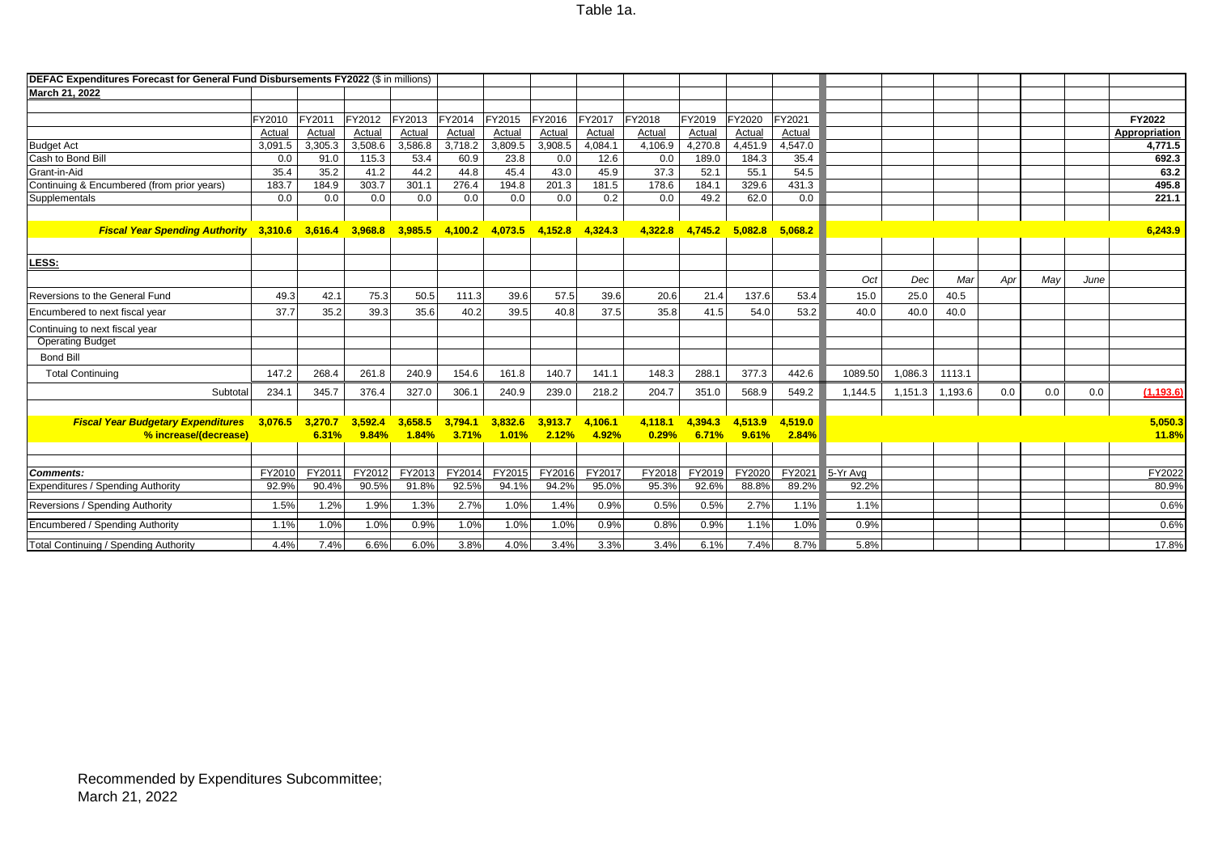Table 1a.

| DEFAC Expenditures Forecast for General Fund Disbursements FY2022 ($ in millions) | | | | | | | | | | | | | | | | | | | |
|---|---|---|---|---|---|---|---|---|---|---|---|---|---|---|---|---|---|---|---|
| March 21, 2022 | | | | | | | | | | | | | | | | | | | |
| | FY2010 | FY2011 | FY2012 | FY2013 | FY2014 | FY2015 | FY2016 | FY2017 | FY2018 | FY2019 | FY2020 | FY2021 | | | | | | | FY2022 |
| | Actual | Actual | Actual | Actual | Actual | Actual | Actual | Actual | Actual | Actual | Actual | Actual | | | | | | | Appropriation |
| Budget Act | 3,091.5 | 3,305.3 | 3,508.6 | 3,586.8 | 3,718.2 | 3,809.5 | 3,908.5 | 4,084.1 | 4,106.9 | 4,270.8 | 4,451.9 | 4,547.0 | | | | | | | 4,771.5 |
| Cash to Bond Bill | 0.0 | 91.0 | 115.3 | 53.4 | 60.9 | 23.8 | 0.0 | 12.6 | 0.0 | 189.0 | 184.3 | 35.4 | | | | | | | 692.3 |
| Grant-in-Aid | 35.4 | 35.2 | 41.2 | 44.2 | 44.8 | 45.4 | 43.0 | 45.9 | 37.3 | 52.1 | 55.1 | 54.5 | | | | | | | 63.2 |
| Continuing & Encumbered (from prior years) | 183.7 | 184.9 | 303.7 | 301.1 | 276.4 | 194.8 | 201.3 | 181.5 | 178.6 | 184.1 | 329.6 | 431.3 | | | | | | | 495.8 |
| Supplementals | 0.0 | 0.0 | 0.0 | 0.0 | 0.0 | 0.0 | 0.0 | 0.2 | 0.0 | 49.2 | 62.0 | 0.0 | | | | | | | 221.1 |
| ***Fiscal Year Spending Authority*** | **3,310.6** | **3,616.4** | **3,968.8** | **3,985.5** | **4,100.2** | **4,073.5** | **4,152.8** | **4,324.3** | **4,322.8** | **4,745.2** | **5,082.8** | **5,068.2** | | | | | | | **6,243.9** |
| **LESS:** | | | | | | | | | | | | | | | | | | | |
| | | | | | | | | | | | | | *Oct* | *Dec* | *Mar* | *Apr* | *May* | *June* | |
| Reversions to the General Fund | 49.3 | 42.1 | 75.3 | 50.5 | 111.3 | 39.6 | 57.5 | 39.6 | 20.6 | 21.4 | 137.6 | 53.4 | 15.0 | 25.0 | 40.5 | | | | |
| Encumbered to next fiscal year | 37.7 | 35.2 | 39.3 | 35.6 | 40.2 | 39.5 | 40.8 | 37.5 | 35.8 | 41.5 | 54.0 | 53.2 | 40.0 | 40.0 | 40.0 | | | | |
| Continuing to next fiscal year | | | | | | | | | | | | | | | | | | | |
| Operating Budget | | | | | | | | | | | | | | | | | | | |
| Bond Bill | | | | | | | | | | | | | | | | | | | |
| Total Continuing | 147.2 | 268.4 | 261.8 | 240.9 | 154.6 | 161.8 | 140.7 | 141.1 | 148.3 | 288.1 | 377.3 | 442.6 | 1089.50 | 1,086.3 | 1113.1 | | | | |
| Subtotal | 234.1 | 345.7 | 376.4 | 327.0 | 306.1 | 240.9 | 239.0 | 218.2 | 204.7 | 351.0 | 568.9 | 549.2 | 1,144.5 | 1,151.3 | 1,193.6 | 0.0 | 0.0 | 0.0 | (1,193.6) |
| ***Fiscal Year Budgetary Expenditures*** | **3,076.5** | **3,270.7** | **3,592.4** | **3,658.5** | **3,794.1** | **3,832.6** | **3,913.7** | **4,106.1** | **4,118.1** | **4,394.3** | **4,513.9** | **4,519.0** | | | | | | | **5,050.3** |
| ***% increase/(decrease)*** | | **6.31%** | **9.84%** | **1.84%** | **3.71%** | **1.01%** | **2.12%** | **4.92%** | **0.29%** | **6.71%** | **9.61%** | **2.84%** | | | | | | | **11.8%** |
| ***Comments:*** | FY2010 | FY2011 | FY2012 | FY2013 | FY2014 | FY2015 | FY2016 | FY2017 | FY2018 | FY2019 | FY2020 | FY2021 | 5-Yr Avg | | | | | | FY2022 |
| Expenditures / Spending Authority | 92.9% | 90.4% | 90.5% | 91.8% | 92.5% | 94.1% | 94.2% | 95.0% | 95.3% | 92.6% | 88.8% | 89.2% | 92.2% | | | | | | 80.9% |
| Reversions / Spending Authority | 1.5% | 1.2% | 1.9% | 1.3% | 2.7% | 1.0% | 1.4% | 0.9% | 0.5% | 0.5% | 2.7% | 1.1% | 1.1% | | | | | | 0.6% |
| Encumbered / Spending Authority | 1.1% | 1.0% | 1.0% | 0.9% | 1.0% | 1.0% | 1.0% | 0.9% | 0.8% | 0.9% | 1.1% | 1.0% | 0.9% | | | | | | 0.6% |
| Total Continuing / Spending Authority | 4.4% | 7.4% | 6.6% | 6.0% | 3.8% | 4.0% | 3.4% | 3.3% | 3.4% | 6.1% | 7.4% | 8.7% | 5.8% | | | | | | 17.8% |

Recommended by Expenditures Subcommittee;
March 21, 2022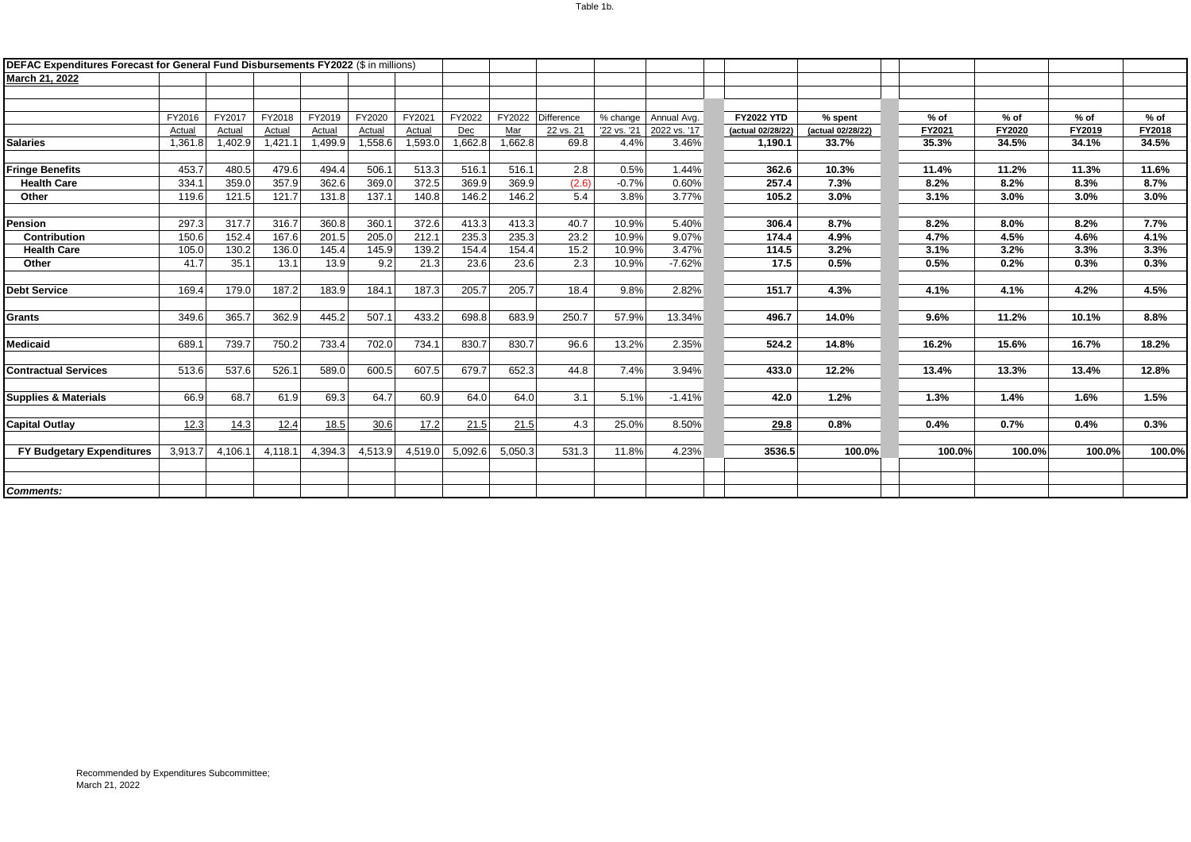Table 1b.

| DEFAC Expenditures Forecast for General Fund Disbursements FY2022 ($ in millions) | | | | | | | | | | | | | | | | | | |
|---|---|---|---|---|---|---|---|---|---|---|---|---|---|---|---|---|---|---|
| March 21, 2022 | | | | | | | | | | | | | | | | | | |
| | FY2016 | FY2017 | FY2018 | FY2019 | FY2020 | FY2021 | FY2022 | FY2022 | Difference | % change | Annual Avg. | | FY2022 YTD | % spent | | % of | % of | % of | % of |
| | Actual | Actual | Actual | Actual | Actual | Actual | Dec | Mar | 22 vs. 21 | '22 vs. '21 | 2022 vs. '17 | | (actual 02/28/22) | (actual 02/28/22) | | FY2021 | FY2020 | FY2019 | FY2018 |
| **Salaries** | 1,361.8 | 1,402.9 | 1,421.1 | 1,499.9 | 1,558.6 | 1,593.0 | 1,662.8 | 1,662.8 | 69.8 | 4.4% | 3.46% | | **1,190.1** | **33.7%** | | **35.3%** | **34.5%** | **34.1%** | **34.5%** |
| **Fringe Benefits** | 453.7 | 480.5 | 479.6 | 494.4 | 506.1 | 513.3 | 516.1 | 516.1 | 2.8 | 0.5% | 1.44% | | **362.6** | **10.3%** | | **11.4%** | **11.2%** | **11.3%** | **11.6%** |
| **Health Care** | 334.1 | 359.0 | 357.9 | 362.6 | 369.0 | 372.5 | 369.9 | 369.9 | (2.6) | -0.7% | 0.60% | | **257.4** | **7.3%** | | **8.2%** | **8.2%** | **8.3%** | **8.7%** |
| **Other** | 119.6 | 121.5 | 121.7 | 131.8 | 137.1 | 140.8 | 146.2 | 146.2 | 5.4 | 3.8% | 3.77% | | **105.2** | **3.0%** | | **3.1%** | **3.0%** | **3.0%** | **3.0%** |
| **Pension** | 297.3 | 317.7 | 316.7 | 360.8 | 360.1 | 372.6 | 413.3 | 413.3 | 40.7 | 10.9% | 5.40% | | **306.4** | **8.7%** | | **8.2%** | **8.0%** | **8.2%** | **7.7%** |
| **Contribution** | 150.6 | 152.4 | 167.6 | 201.5 | 205.0 | 212.1 | 235.3 | 235.3 | 23.2 | 10.9% | 9.07% | | **174.4** | **4.9%** | | **4.7%** | **4.5%** | **4.6%** | **4.1%** |
| **Health Care** | 105.0 | 130.2 | 136.0 | 145.4 | 145.9 | 139.2 | 154.4 | 154.4 | 15.2 | 10.9% | 3.47% | | **114.5** | **3.2%** | | **3.1%** | **3.2%** | **3.3%** | **3.3%** |
| **Other** | 41.7 | 35.1 | 13.1 | 13.9 | 9.2 | 21.3 | 23.6 | 23.6 | 2.3 | 10.9% | -7.62% | | **17.5** | **0.5%** | | **0.5%** | **0.2%** | **0.3%** | **0.3%** |
| **Debt Service** | 169.4 | 179.0 | 187.2 | 183.9 | 184.1 | 187.3 | 205.7 | 205.7 | 18.4 | 9.8% | 2.82% | | **151.7** | **4.3%** | | **4.1%** | **4.1%** | **4.2%** | **4.5%** |
| **Grants** | 349.6 | 365.7 | 362.9 | 445.2 | 507.1 | 433.2 | 698.8 | 683.9 | 250.7 | 57.9% | 13.34% | | **496.7** | **14.0%** | | **9.6%** | **11.2%** | **10.1%** | **8.8%** |
| **Medicaid** | 689.1 | 739.7 | 750.2 | 733.4 | 702.0 | 734.1 | 830.7 | 830.7 | 96.6 | 13.2% | 2.35% | | **524.2** | **14.8%** | | **16.2%** | **15.6%** | **16.7%** | **18.2%** |
| **Contractual Services** | 513.6 | 537.6 | 526.1 | 589.0 | 600.5 | 607.5 | 679.7 | 652.3 | 44.8 | 7.4% | 3.94% | | **433.0** | **12.2%** | | **13.4%** | **13.3%** | **13.4%** | **12.8%** |
| **Supplies & Materials** | 66.9 | 68.7 | 61.9 | 69.3 | 64.7 | 60.9 | 64.0 | 64.0 | 3.1 | 5.1% | -1.41% | | **42.0** | **1.2%** | | **1.3%** | **1.4%** | **1.6%** | **1.5%** |
| **Capital Outlay** | 12.3 | 14.3 | 12.4 | 18.5 | 30.6 | 17.2 | 21.5 | 21.5 | 4.3 | 25.0% | 8.50% | | **29.8** | **0.8%** | | **0.4%** | **0.7%** | **0.4%** | **0.3%** |
| **FY Budgetary Expenditures** | 3,913.7 | 4,106.1 | 4,118.1 | 4,394.3 | 4,513.9 | 4,519.0 | 5,092.6 | 5,050.3 | 531.3 | 11.8% | 4.23% | | **3536.5** | **100.0%** | | **100.0%** | **100.0%** | **100.0%** | **100.0%** |
| ***Comments:*** | | | | | | | | | | | | | | | | | | |

Recommended by Expenditures Subcommittee;
March 21, 2022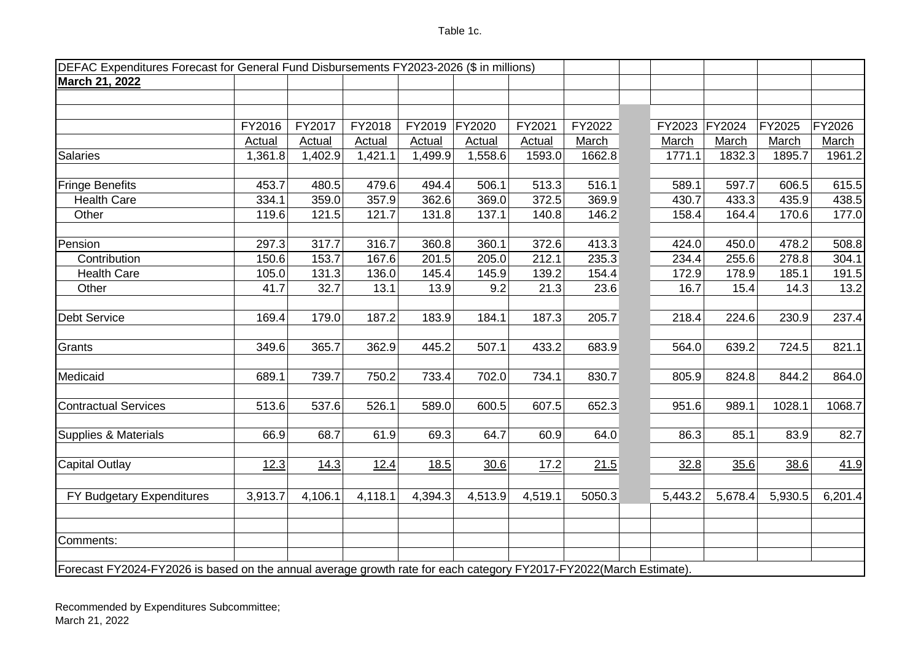Table 1c.

| DEFAC Expenditures Forecast for General Fund Disbursements FY2023-2026 ($ in millions) | | | | | | | | | | | | |
|---|---|---|---|---|---|---|---|---|---|---|---|---|
| **March 21, 2022** | | | | | | | | | | | | |
| | FY2016 | FY2017 | FY2018 | FY2019 | FY2020 | FY2021 | FY2022 | | FY2023 | FY2024 | FY2025 | FY2026 |
| | Actual | Actual | Actual | Actual | Actual | Actual | March | | March | March | March | March |
| Salaries | 1,361.8 | 1,402.9 | 1,421.1 | 1,499.9 | 1,558.6 | 1593.0 | 1662.8 | | 1771.1 | 1832.3 | 1895.7 | 1961.2 |
| Fringe Benefits | 453.7 | 480.5 | 479.6 | 494.4 | 506.1 | 513.3 | 516.1 | | 589.1 | 597.7 | 606.5 | 615.5 |
| Health Care | 334.1 | 359.0 | 357.9 | 362.6 | 369.0 | 372.5 | 369.9 | | 430.7 | 433.3 | 435.9 | 438.5 |
| Other | 119.6 | 121.5 | 121.7 | 131.8 | 137.1 | 140.8 | 146.2 | | 158.4 | 164.4 | 170.6 | 177.0 |
| Pension | 297.3 | 317.7 | 316.7 | 360.8 | 360.1 | 372.6 | 413.3 | | 424.0 | 450.0 | 478.2 | 508.8 |
| Contribution | 150.6 | 153.7 | 167.6 | 201.5 | 205.0 | 212.1 | 235.3 | | 234.4 | 255.6 | 278.8 | 304.1 |
| Health Care | 105.0 | 131.3 | 136.0 | 145.4 | 145.9 | 139.2 | 154.4 | | 172.9 | 178.9 | 185.1 | 191.5 |
| Other | 41.7 | 32.7 | 13.1 | 13.9 | 9.2 | 21.3 | 23.6 | | 16.7 | 15.4 | 14.3 | 13.2 |
| Debt Service | 169.4 | 179.0 | 187.2 | 183.9 | 184.1 | 187.3 | 205.7 | | 218.4 | 224.6 | 230.9 | 237.4 |
| Grants | 349.6 | 365.7 | 362.9 | 445.2 | 507.1 | 433.2 | 683.9 | | 564.0 | 639.2 | 724.5 | 821.1 |
| Medicaid | 689.1 | 739.7 | 750.2 | 733.4 | 702.0 | 734.1 | 830.7 | | 805.9 | 824.8 | 844.2 | 864.0 |
| Contractual Services | 513.6 | 537.6 | 526.1 | 589.0 | 600.5 | 607.5 | 652.3 | | 951.6 | 989.1 | 1028.1 | 1068.7 |
| Supplies & Materials | 66.9 | 68.7 | 61.9 | 69.3 | 64.7 | 60.9 | 64.0 | | 86.3 | 85.1 | 83.9 | 82.7 |
| Capital Outlay | 12.3 | 14.3 | 12.4 | 18.5 | 30.6 | 17.2 | 21.5 | | 32.8 | 35.6 | 38.6 | 41.9 |
| FY Budgetary Expenditures | 3,913.7 | 4,106.1 | 4,118.1 | 4,394.3 | 4,513.9 | 4,519.1 | 5050.3 | | 5,443.2 | 5,678.4 | 5,930.5 | 6,201.4 |
| Comments: | | | | | | | | | | | | |
| Forecast FY2024-FY2026 is based on the annual average growth rate for each category FY2017-FY2022(March Estimate). | | | | | | | | | | | | |

Recommended by Expenditures Subcommittee;
March 21, 2022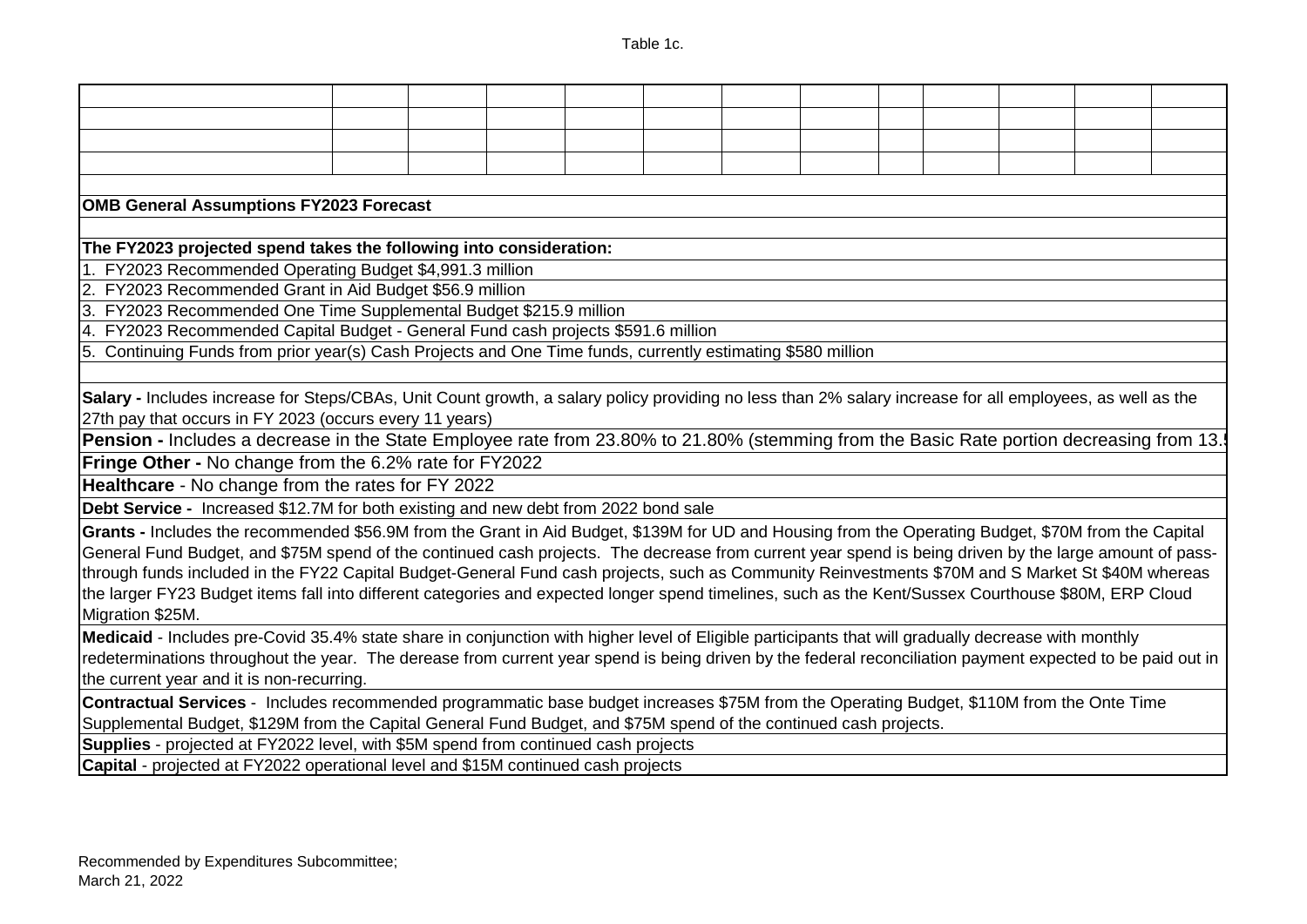Table 1c.

**OMB General Assumptions FY2023 Forecast**

**The FY2023 projected spend takes the following into consideration:**

1. FY2023 Recommended Operating Budget $4,991.3 million
2. FY2023 Recommended Grant in Aid Budget $56.9 million
3. FY2023 Recommended One Time Supplemental Budget $215.9 million
4. FY2023 Recommended Capital Budget - General Fund cash projects $591.6 million
5. Continuing Funds from prior year(s) Cash Projects and One Time funds, currently estimating $580 million

**Salary -** Includes increase for Steps/CBAs, Unit Count growth, a salary policy providing no less than 2% salary increase for all employees, as well as the 27th pay that occurs in FY 2023 (occurs every 11 years)

**Pension -** Includes a decrease in the State Employee rate from 23.80% to 21.80% (stemming from the Basic Rate portion decreasing from 13.

**Fringe Other -** No change from the 6.2% rate for FY2022

**Healthcare** - No change from the rates for FY 2022

**Debt Service -** Increased $12.7M for both existing and new debt from 2022 bond sale

**Grants -** Includes the recommended $56.9M from the Grant in Aid Budget, $139M for UD and Housing from the Operating Budget, $70M from the Capital General Fund Budget, and $75M spend of the continued cash projects. The decrease from current year spend is being driven by the large amount of pass-through funds included in the FY22 Capital Budget-General Fund cash projects, such as Community Reinvestments $70M and S Market St $40M whereas the larger FY23 Budget items fall into different categories and expected longer spend timelines, such as the Kent/Sussex Courthouse $80M, ERP Cloud Migration $25M.

**Medicaid** - Includes pre-Covid 35.4% state share in conjunction with higher level of Eligible participants that will gradually decrease with monthly redeterminations throughout the year. The derease from current year spend is being driven by the federal reconciliation payment expected to be paid out in the current year and it is non-recurring.

**Contractual Services** - Includes recommended programmatic base budget increases $75M from the Operating Budget, $110M from the Onte Time Supplemental Budget, $129M from the Capital General Fund Budget, and $75M spend of the continued cash projects.

**Supplies** - projected at FY2022 level, with $5M spend from continued cash projects

**Capital** - projected at FY2022 operational level and $15M continued cash projects

Recommended by Expenditures Subcommittee;
March 21, 2022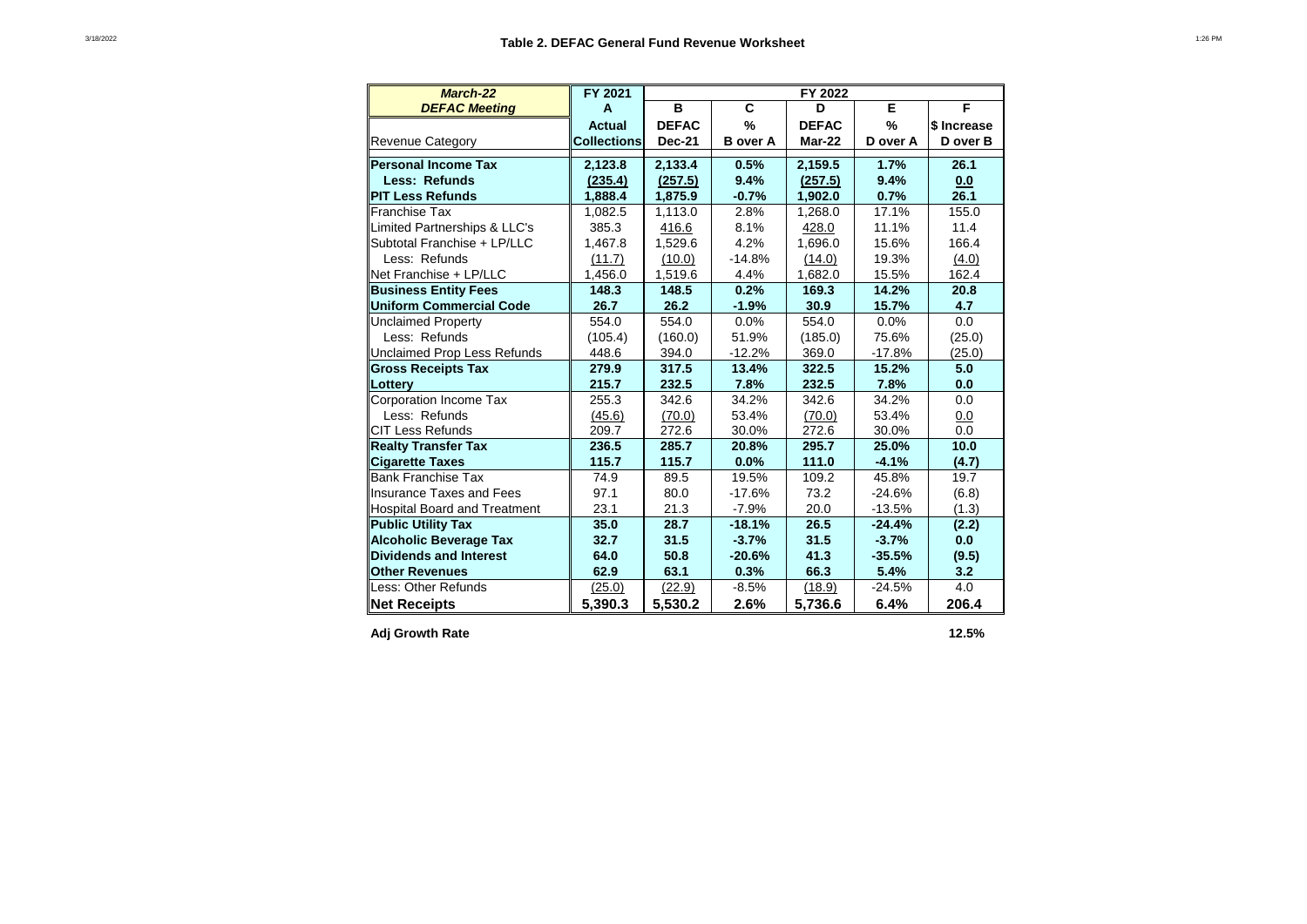## Table 2. DEFAC General Fund Revenue Worksheet

| *March-22* | FY 2021 | FY 2022 | | | | |
|---|---|---|---|---|---|---|
| ***DEFAC Meeting*** | **A** | **B** | **C** | **D** | **E** | **F** |
| Revenue Category | **Actual Collections** | **DEFAC Dec-21** | **% B over A** | **DEFAC Mar-22** | **% D over A** | **$ Increase D over B** |
| **Personal Income Tax** | **2,123.8** | **2,133.4** | **0.5%** | **2,159.5** | **1.7%** | **26.1** |
| **Less: Refunds** | **(235.4)** | **(257.5)** | **9.4%** | **(257.5)** | **9.4%** | **0.0** |
| **PIT Less Refunds** | **1,888.4** | **1,875.9** | **-0.7%** | **1,902.0** | **0.7%** | **26.1** |
| Franchise Tax | 1,082.5 | 1,113.0 | 2.8% | 1,268.0 | 17.1% | 155.0 |
| Limited Partnerships & LLC's | 385.3 | 416.6 | 8.1% | 428.0 | 11.1% | 11.4 |
| Subtotal Franchise + LP/LLC | 1,467.8 | 1,529.6 | 4.2% | 1,696.0 | 15.6% | 166.4 |
| Less: Refunds | (11.7) | (10.0) | -14.8% | (14.0) | 19.3% | (4.0) |
| Net Franchise + LP/LLC | 1,456.0 | 1,519.6 | 4.4% | 1,682.0 | 15.5% | 162.4 |
| **Business Entity Fees** | **148.3** | **148.5** | **0.2%** | **169.3** | **14.2%** | **20.8** |
| **Uniform Commercial Code** | **26.7** | **26.2** | **-1.9%** | **30.9** | **15.7%** | **4.7** |
| Unclaimed Property | 554.0 | 554.0 | 0.0% | 554.0 | 0.0% | 0.0 |
| Less: Refunds | (105.4) | (160.0) | 51.9% | (185.0) | 75.6% | (25.0) |
| Unclaimed Prop Less Refunds | 448.6 | 394.0 | -12.2% | 369.0 | -17.8% | (25.0) |
| **Gross Receipts Tax** | **279.9** | **317.5** | **13.4%** | **322.5** | **15.2%** | **5.0** |
| **Lottery** | **215.7** | **232.5** | **7.8%** | **232.5** | **7.8%** | **0.0** |
| Corporation Income Tax | 255.3 | 342.6 | 34.2% | 342.6 | 34.2% | 0.0 |
| Less: Refunds | (45.6) | (70.0) | 53.4% | (70.0) | 53.4% | 0.0 |
| CIT Less Refunds | 209.7 | 272.6 | 30.0% | 272.6 | 30.0% | 0.0 |
| **Realty Transfer Tax** | **236.5** | **285.7** | **20.8%** | **295.7** | **25.0%** | **10.0** |
| **Cigarette Taxes** | **115.7** | **115.7** | **0.0%** | **111.0** | **-4.1%** | **(4.7)** |
| Bank Franchise Tax | 74.9 | 89.5 | 19.5% | 109.2 | 45.8% | 19.7 |
| Insurance Taxes and Fees | 97.1 | 80.0 | -17.6% | 73.2 | -24.6% | (6.8) |
| Hospital Board and Treatment | 23.1 | 21.3 | -7.9% | 20.0 | -13.5% | (1.3) |
| **Public Utility Tax** | **35.0** | **28.7** | **-18.1%** | **26.5** | **-24.4%** | **(2.2)** |
| **Alcoholic Beverage Tax** | **32.7** | **31.5** | **-3.7%** | **31.5** | **-3.7%** | **0.0** |
| **Dividends and Interest** | **64.0** | **50.8** | **-20.6%** | **41.3** | **-35.5%** | **(9.5)** |
| **Other Revenues** | **62.9** | **63.1** | **0.3%** | **66.3** | **5.4%** | **3.2** |
| Less: Other Refunds | (25.0) | (22.9) | -8.5% | (18.9) | -24.5% | 4.0 |
| **Net Receipts** | **5,390.3** | **5,530.2** | **2.6%** | **5,736.6** | **6.4%** | **206.4** |

**Adj Growth Rate** **12.5%**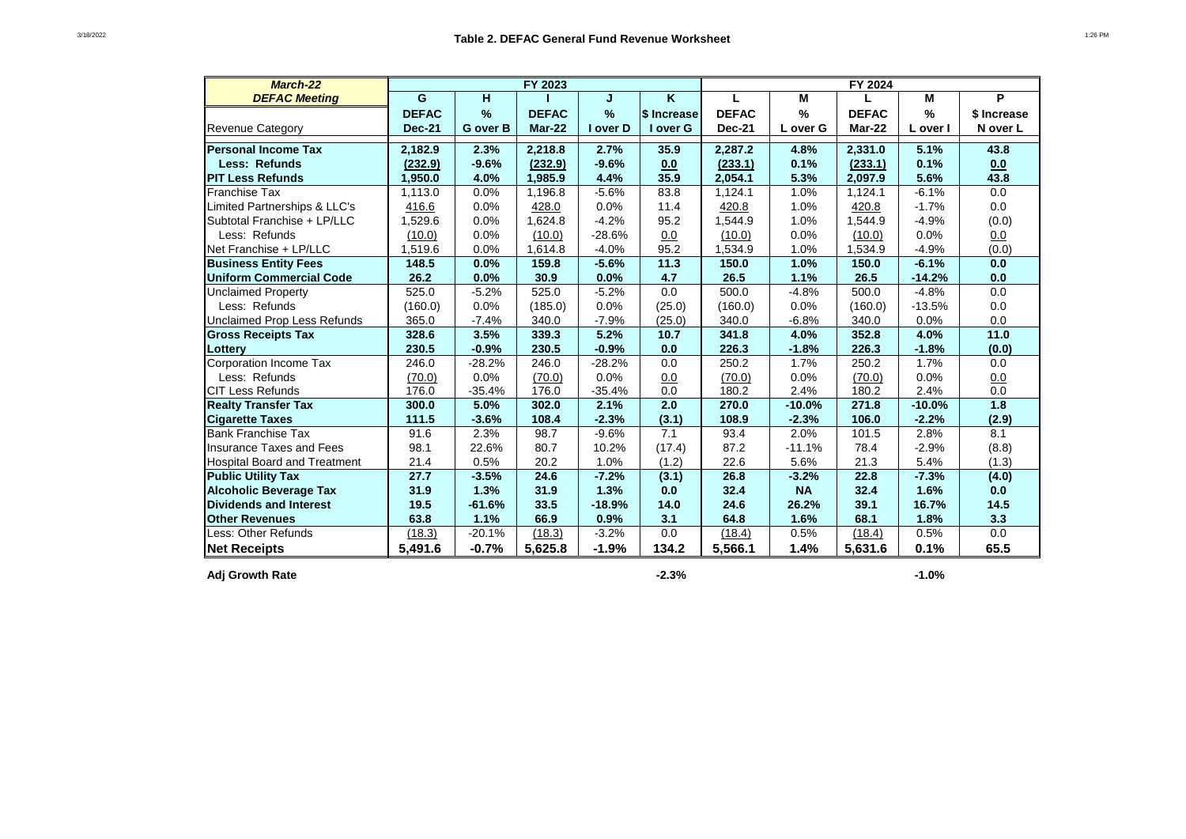# Table 2. DEFAC General Fund Revenue Worksheet

| March-22 DEFAC Meeting | FY 2023 | | | | | FY 2024 | | | | |
|---|---|---|---|---|---|---|---|---|---|---|
| | G | H | I | J | K | L | M | L | M | P |
| Revenue Category | DEFAC Dec-21 | % G over B | DEFAC Mar-22 | % I over D | $ Increase I over G | DEFAC Dec-21 | % L over G | DEFAC Mar-22 | % L over I | $ Increase N over L |
| **Personal Income Tax** | **2,182.9** | **2.3%** | **2,218.8** | **2.7%** | **35.9** | **2,287.2** | **4.8%** | **2,331.0** | **5.1%** | **43.8** |
| **Less: Refunds** | **(232.9)** | **-9.6%** | **(232.9)** | **-9.6%** | **0.0** | **(233.1)** | **0.1%** | **(233.1)** | **0.1%** | **0.0** |
| **PIT Less Refunds** | **1,950.0** | **4.0%** | **1,985.9** | **4.4%** | **35.9** | **2,054.1** | **5.3%** | **2,097.9** | **5.6%** | **43.8** |
| Franchise Tax | 1,113.0 | 0.0% | 1,196.8 | -5.6% | 83.8 | 1,124.1 | 1.0% | 1,124.1 | -6.1% | 0.0 |
| Limited Partnerships & LLC's | 416.6 | 0.0% | 428.0 | 0.0% | 11.4 | 420.8 | 1.0% | 420.8 | -1.7% | 0.0 |
| Subtotal Franchise + LP/LLC | 1,529.6 | 0.0% | 1,624.8 | -4.2% | 95.2 | 1,544.9 | 1.0% | 1,544.9 | -4.9% | (0.0) |
| Less: Refunds | (10.0) | 0.0% | (10.0) | -28.6% | 0.0 | (10.0) | 0.0% | (10.0) | 0.0% | 0.0 |
| Net Franchise + LP/LLC | 1,519.6 | 0.0% | 1,614.8 | -4.0% | 95.2 | 1,534.9 | 1.0% | 1,534.9 | -4.9% | (0.0) |
| **Business Entity Fees** | **148.5** | **0.0%** | **159.8** | **-5.6%** | **11.3** | **150.0** | **1.0%** | **150.0** | **-6.1%** | **0.0** |
| **Uniform Commercial Code** | **26.2** | **0.0%** | **30.9** | **0.0%** | **4.7** | **26.5** | **1.1%** | **26.5** | **-14.2%** | **0.0** |
| Unclaimed Property | 525.0 | -5.2% | 525.0 | -5.2% | 0.0 | 500.0 | -4.8% | 500.0 | -4.8% | 0.0 |
| Less: Refunds | (160.0) | 0.0% | (185.0) | 0.0% | (25.0) | (160.0) | 0.0% | (160.0) | -13.5% | 0.0 |
| Unclaimed Prop Less Refunds | 365.0 | -7.4% | 340.0 | -7.9% | (25.0) | 340.0 | -6.8% | 340.0 | 0.0% | 0.0 |
| **Gross Receipts Tax** | **328.6** | **3.5%** | **339.3** | **5.2%** | **10.7** | **341.8** | **4.0%** | **352.8** | **4.0%** | **11.0** |
| **Lottery** | **230.5** | **-0.9%** | **230.5** | **-0.9%** | **0.0** | **226.3** | **-1.8%** | **226.3** | **-1.8%** | **(0.0)** |
| Corporation Income Tax | 246.0 | -28.2% | 246.0 | -28.2% | 0.0 | 250.2 | 1.7% | 250.2 | 1.7% | 0.0 |
| Less: Refunds | (70.0) | 0.0% | (70.0) | 0.0% | 0.0 | (70.0) | 0.0% | (70.0) | 0.0% | 0.0 |
| CIT Less Refunds | 176.0 | -35.4% | 176.0 | -35.4% | 0.0 | 180.2 | 2.4% | 180.2 | 2.4% | 0.0 |
| **Realty Transfer Tax** | **300.0** | **5.0%** | **302.0** | **2.1%** | **2.0** | **270.0** | **-10.0%** | **271.8** | **-10.0%** | **1.8** |
| **Cigarette Taxes** | **111.5** | **-3.6%** | **108.4** | **-2.3%** | **(3.1)** | **108.9** | **-2.3%** | **106.0** | **-2.2%** | **(2.9)** |
| Bank Franchise Tax | 91.6 | 2.3% | 98.7 | -9.6% | 7.1 | 93.4 | 2.0% | 101.5 | 2.8% | 8.1 |
| Insurance Taxes and Fees | 98.1 | 22.6% | 80.7 | 10.2% | (17.4) | 87.2 | -11.1% | 78.4 | -2.9% | (8.8) |
| Hospital Board and Treatment | 21.4 | 0.5% | 20.2 | 1.0% | (1.2) | 22.6 | 5.6% | 21.3 | 5.4% | (1.3) |
| **Public Utility Tax** | **27.7** | **-3.5%** | **24.6** | **-7.2%** | **(3.1)** | **26.8** | **-3.2%** | **22.8** | **-7.3%** | **(4.0)** |
| **Alcoholic Beverage Tax** | **31.9** | **1.3%** | **31.9** | **1.3%** | **0.0** | **32.4** | **NA** | **32.4** | **1.6%** | **0.0** |
| **Dividends and Interest** | **19.5** | **-61.6%** | **33.5** | **-18.9%** | **14.0** | **24.6** | **26.2%** | **39.1** | **16.7%** | **14.5** |
| **Other Revenues** | **63.8** | **1.1%** | **66.9** | **0.9%** | **3.1** | **64.8** | **1.6%** | **68.1** | **1.8%** | **3.3** |
| Less: Other Refunds | (18.3) | -20.1% | (18.3) | -3.2% | 0.0 | (18.4) | 0.5% | (18.4) | 0.5% | 0.0 |
| **Net Receipts** | **5,491.6** | **-0.7%** | **5,625.8** | **-1.9%** | **134.2** | **5,566.1** | **1.4%** | **5,631.6** | **0.1%** | **65.5** |
| **Adj Growth Rate** | | | | **-2.3%** | | | | | **-1.0%** | |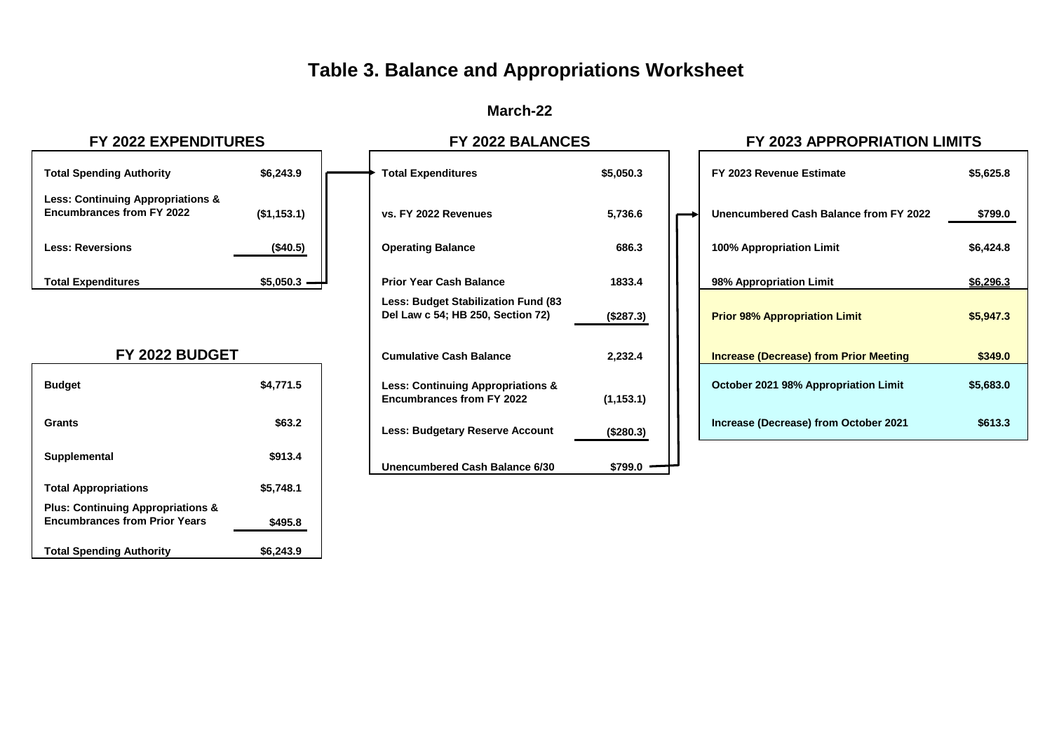# Table 3. Balance and Appropriations Worksheet

**March-22**

## FY 2022 EXPENDITURES

| | |
|---|---|
| **Total Spending Authority** | **$6,243.9** |
| **Less: Continuing Appropriations & Encumbrances from FY 2022** | **($1,153.1)** |
| **Less: Reversions** | **($40.5)** |
| **Total Expenditures** | **$5,050.3** |

## FY 2022 BUDGET

| | |
|---|---|
| **Budget** | **$4,771.5** |
| **Grants** | **$63.2** |
| **Supplemental** | **$913.4** |
| **Total Appropriations** | **$5,748.1** |
| **Plus: Continuing Appropriations & Encumbrances from Prior Years** | **$495.8** |
| **Total Spending Authority** | **$6,243.9** |

## FY 2022 BALANCES

| | |
|---|---|
| **Total Expenditures** | **$5,050.3** |
| **vs. FY 2022 Revenues** | **5,736.6** |
| **Operating Balance** | **686.3** |
| **Prior Year Cash Balance** | **1833.4** |
| **Less: Budget Stabilization Fund (83 Del Law c 54; HB 250, Section 72)** | **($287.3)** |
| **Cumulative Cash Balance** | **2,232.4** |
| **Less: Continuing Appropriations & Encumbrances from FY 2022** | **(1,153.1)** |
| **Less: Budgetary Reserve Account** | **($280.3)** |
| **Unencumbered Cash Balance 6/30** | **$799.0** |

## FY 2023 APPROPRIATION LIMITS

| | |
|---|---|
| **FY 2023 Revenue Estimate** | **$5,625.8** |
| **Unencumbered Cash Balance from FY 2022** | **$799.0** |
| **100% Appropriation Limit** | **$6,424.8** |
| **98% Appropriation Limit** | **$6,296.3** |
| **Prior 98% Appropriation Limit** | **$5,947.3** |
| **Increase (Decrease) from Prior Meeting** | **$349.0** |
| **October 2021 98% Appropriation Limit** | **$5,683.0** |
| **Increase (Decrease) from October 2021** | **$613.3** |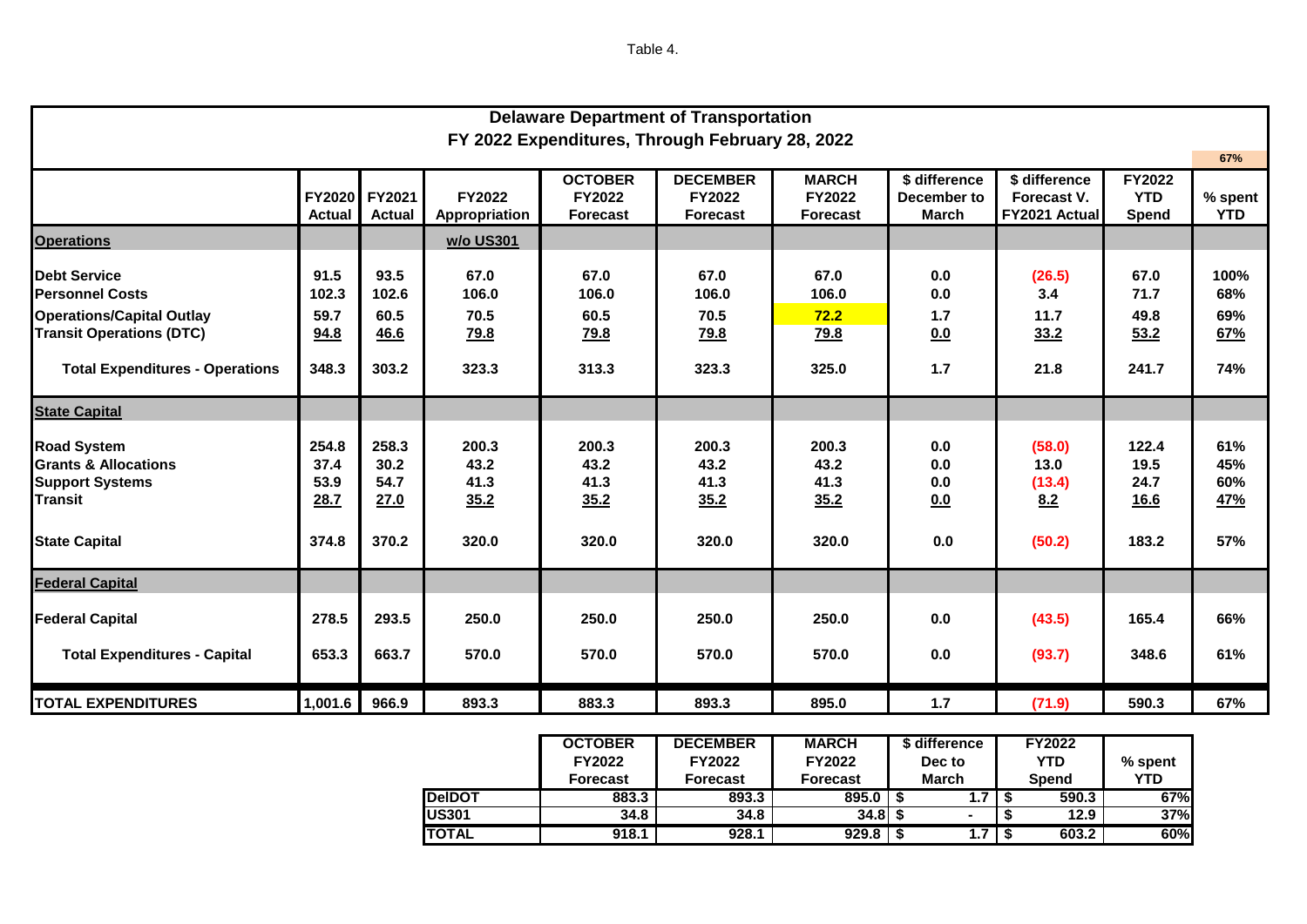Table 4.

## Delaware Department of Transportation
### FY 2022 Expenditures, Through February 28, 2022

| | FY2020 Actual | FY2021 Actual | FY2022 Appropriation | OCTOBER FY2022 Forecast | DECEMBER FY2022 Forecast | MARCH FY2022 Forecast | $ difference December to March | $ difference Forecast V. FY2021 Actual | FY2022 YTD Spend | % spent YTD (67%) |
|---|---|---|---|---|---|---|---|---|---|---|
| **Operations** | | | w/o US301 | | | | | | | |
| Debt Service | 91.5 | 93.5 | 67.0 | 67.0 | 67.0 | 67.0 | 0.0 | (26.5) | 67.0 | 100% |
| Personnel Costs | 102.3 | 102.6 | 106.0 | 106.0 | 106.0 | 106.0 | 0.0 | 3.4 | 71.7 | 68% |
| Operations/Capital Outlay | 59.7 | 60.5 | 70.5 | 60.5 | 70.5 | 72.2 | 1.7 | 11.7 | 49.8 | 69% |
| Transit Operations (DTC) | 94.8 | 46.6 | 79.8 | 79.8 | 79.8 | 79.8 | 0.0 | 33.2 | 53.2 | 67% |
| Total Expenditures - Operations | 348.3 | 303.2 | 323.3 | 313.3 | 323.3 | 325.0 | 1.7 | 21.8 | 241.7 | 74% |
| **State Capital** | | | | | | | | | | |
| Road System | 254.8 | 258.3 | 200.3 | 200.3 | 200.3 | 200.3 | 0.0 | (58.0) | 122.4 | 61% |
| Grants & Allocations | 37.4 | 30.2 | 43.2 | 43.2 | 43.2 | 43.2 | 0.0 | 13.0 | 19.5 | 45% |
| Support Systems | 53.9 | 54.7 | 41.3 | 41.3 | 41.3 | 41.3 | 0.0 | (13.4) | 24.7 | 60% |
| Transit | 28.7 | 27.0 | 35.2 | 35.2 | 35.2 | 35.2 | 0.0 | 8.2 | 16.6 | 47% |
| State Capital | 374.8 | 370.2 | 320.0 | 320.0 | 320.0 | 320.0 | 0.0 | (50.2) | 183.2 | 57% |
| **Federal Capital** | | | | | | | | | | |
| Federal Capital | 278.5 | 293.5 | 250.0 | 250.0 | 250.0 | 250.0 | 0.0 | (43.5) | 165.4 | 66% |
| Total Expenditures - Capital | 653.3 | 663.7 | 570.0 | 570.0 | 570.0 | 570.0 | 0.0 | (93.7) | 348.6 | 61% |
| **TOTAL EXPENDITURES** | 1,001.6 | 966.9 | 893.3 | 883.3 | 893.3 | 895.0 | 1.7 | (71.9) | 590.3 | 67% |

| | OCTOBER FY2022 Forecast | DECEMBER FY2022 Forecast | MARCH FY2022 Forecast | $ difference Dec to March | FY2022 YTD Spend | % spent YTD |
|---|---|---|---|---|---|---|
| DelDOT | 883.3 | 893.3 | 895.0 | $ 1.7 | $ 590.3 | 67% |
| US301 | 34.8 | 34.8 | 34.8 | $ - | $ 12.9 | 37% |
| TOTAL | 918.1 | 928.1 | 929.8 | $ 1.7 | $ 603.2 | 60% |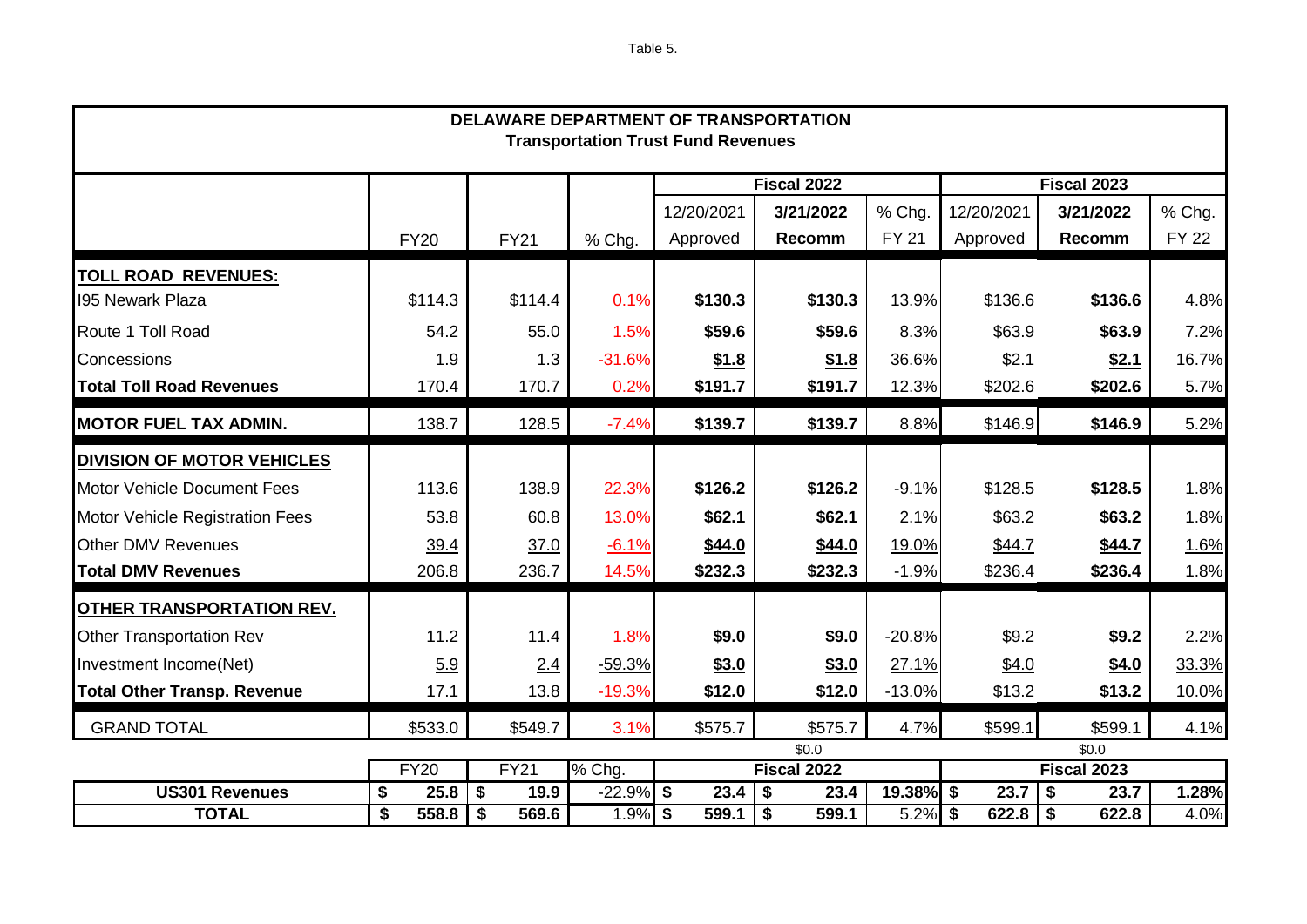Table 5.

**DELAWARE DEPARTMENT OF TRANSPORTATION**
**Transportation Trust Fund Revenues**

| | | | | Fiscal 2022 | | | Fiscal 2023 | | |
|---|---|---|---|---|---|---|---|---|---|
| | FY20 | FY21 | % Chg. | 12/20/2021 Approved | **3/21/2022 Recomm** | % Chg. FY 21 | 12/20/2021 Approved | **3/21/2022 Recomm** | % Chg. FY 22 |
| **TOLL ROAD REVENUES:** | | | | | | | | | |
| I95 Newark Plaza | $114.3 | $114.4 | 0.1% | **$130.3** | **$130.3** | 13.9% | $136.6 | **$136.6** | 4.8% |
| Route 1 Toll Road | 54.2 | 55.0 | 1.5% | **$59.6** | **$59.6** | 8.3% | $63.9 | **$63.9** | 7.2% |
| Concessions | 1.9 | 1.3 | -31.6% | **$1.8** | **$1.8** | 36.6% | $2.1 | **$2.1** | 16.7% |
| **Total Toll Road Revenues** | 170.4 | 170.7 | 0.2% | **$191.7** | **$191.7** | 12.3% | $202.6 | **$202.6** | 5.7% |
| **MOTOR FUEL TAX ADMIN.** | 138.7 | 128.5 | -7.4% | **$139.7** | **$139.7** | 8.8% | $146.9 | **$146.9** | 5.2% |
| **DIVISION OF MOTOR VEHICLES** | | | | | | | | | |
| Motor Vehicle Document Fees | 113.6 | 138.9 | 22.3% | **$126.2** | **$126.2** | -9.1% | $128.5 | **$128.5** | 1.8% |
| Motor Vehicle Registration Fees | 53.8 | 60.8 | 13.0% | **$62.1** | **$62.1** | 2.1% | $63.2 | **$63.2** | 1.8% |
| Other DMV Revenues | 39.4 | 37.0 | -6.1% | **$44.0** | **$44.0** | 19.0% | $44.7 | **$44.7** | 1.6% |
| **Total DMV Revenues** | 206.8 | 236.7 | 14.5% | **$232.3** | **$232.3** | -1.9% | $236.4 | **$236.4** | 1.8% |
| **OTHER TRANSPORTATION REV.** | | | | | | | | | |
| Other Transportation Rev | 11.2 | 11.4 | 1.8% | **$9.0** | **$9.0** | -20.8% | $9.2 | **$9.2** | 2.2% |
| Investment Income(Net) | 5.9 | 2.4 | -59.3% | **$3.0** | **$3.0** | 27.1% | $4.0 | **$4.0** | 33.3% |
| **Total Other Transp. Revenue** | 17.1 | 13.8 | -19.3% | **$12.0** | **$12.0** | -13.0% | $13.2 | **$13.2** | 10.0% |
| GRAND TOTAL | $533.0 | $549.7 | 3.1% | $575.7 | $575.7 | 4.7% | $599.1 | $599.1 | 4.1% |
| | | | | | $0.0 | | | $0.0 | |
| | FY20 | FY21 | % Chg. | **Fiscal 2022** | | | **Fiscal 2023** | | |
| **US301 Revenues** | **$ 25.8** | **$ 19.9** | -22.9% | **$ 23.4** | **$ 23.4** | **19.38%** | **$ 23.7** | **$ 23.7** | **1.28%** |
| **TOTAL** | **$ 558.8** | **$ 569.6** | 1.9% | **$ 599.1** | **$ 599.1** | 5.2% | **$ 622.8** | **$ 622.8** | 4.0% |